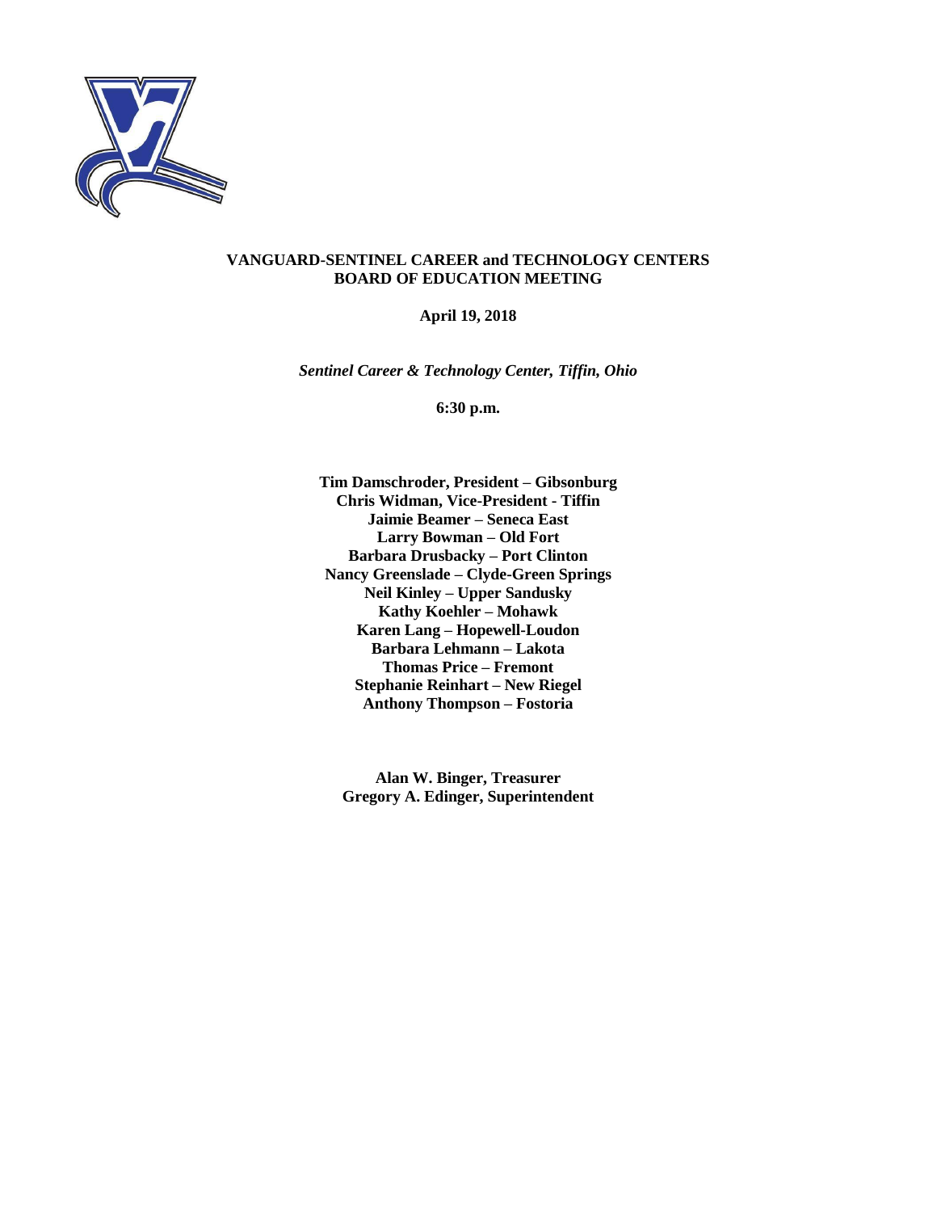**VANGUARD-SENTINEL CAREER and TECHNOLOGY CENTERS**
**BOARD OF EDUCATION MEETING**

**April 19, 2018**

***Sentinel Career & Technology Center, Tiffin, Ohio***

**6:30 p.m.**

**Tim Damschroder, President – Gibsonburg**
**Chris Widman, Vice-President - Tiffin**
**Jaimie Beamer – Seneca East**
**Larry Bowman – Old Fort**
**Barbara Drusbacky – Port Clinton**
**Nancy Greenslade – Clyde-Green Springs**
**Neil Kinley – Upper Sandusky**
**Kathy Koehler – Mohawk**
**Karen Lang – Hopewell-Loudon**
**Barbara Lehmann – Lakota**
**Thomas Price – Fremont**
**Stephanie Reinhart – New Riegel**
**Anthony Thompson – Fostoria**

**Alan W. Binger, Treasurer**
**Gregory A. Edinger, Superintendent**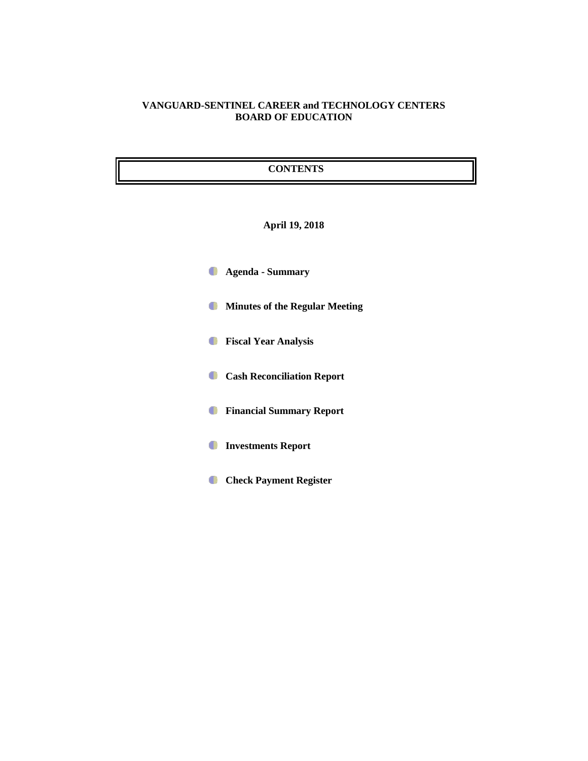**VANGUARD-SENTINEL CAREER and TECHNOLOGY CENTERS**
**BOARD OF EDUCATION**

## CONTENTS

**April 19, 2018**

- **Agenda - Summary**
- **Minutes of the Regular Meeting**
- **Fiscal Year Analysis**
- **Cash Reconciliation Report**
- **Financial Summary Report**
- **Investments Report**
- **Check Payment Register**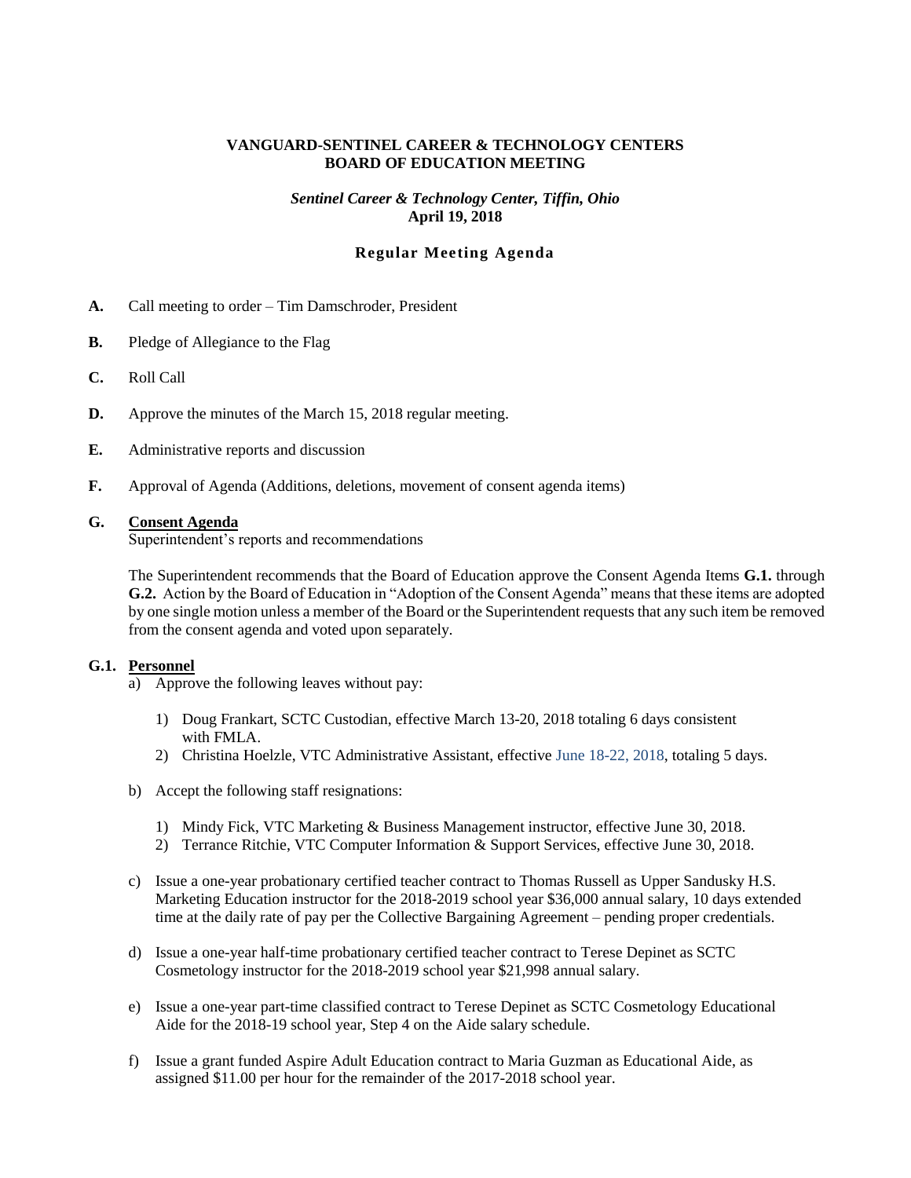**VANGUARD-SENTINEL CAREER & TECHNOLOGY CENTERS**
**BOARD OF EDUCATION MEETING**

***Sentinel Career & Technology Center, Tiffin, Ohio***
**April 19, 2018**

## Regular Meeting Agenda

**A.** Call meeting to order – Tim Damschroder, President

**B.** Pledge of Allegiance to the Flag

**C.** Roll Call

**D.** Approve the minutes of the March 15, 2018 regular meeting.

**E.** Administrative reports and discussion

**F.** Approval of Agenda (Additions, deletions, movement of consent agenda items)

**G.** **Consent Agenda**
Superintendent's reports and recommendations

The Superintendent recommends that the Board of Education approve the Consent Agenda Items **G.1.** through **G.2.** Action by the Board of Education in "Adoption of the Consent Agenda" means that these items are adopted by one single motion unless a member of the Board or the Superintendent requests that any such item be removed from the consent agenda and voted upon separately.

**G.1.** **Personnel**

a) Approve the following leaves without pay:

1) Doug Frankart, SCTC Custodian, effective March 13-20, 2018 totaling 6 days consistent with FMLA.
2) Christina Hoelzle, VTC Administrative Assistant, effective June 18-22, 2018, totaling 5 days.

b) Accept the following staff resignations:

1) Mindy Fick, VTC Marketing & Business Management instructor, effective June 30, 2018.
2) Terrance Ritchie, VTC Computer Information & Support Services, effective June 30, 2018.

c) Issue a one-year probationary certified teacher contract to Thomas Russell as Upper Sandusky H.S. Marketing Education instructor for the 2018-2019 school year $36,000 annual salary, 10 days extended time at the daily rate of pay per the Collective Bargaining Agreement – pending proper credentials.

d) Issue a one-year half-time probationary certified teacher contract to Terese Depinet as SCTC Cosmetology instructor for the 2018-2019 school year $21,998 annual salary.

e) Issue a one-year part-time classified contract to Terese Depinet as SCTC Cosmetology Educational Aide for the 2018-19 school year, Step 4 on the Aide salary schedule.

f) Issue a grant funded Aspire Adult Education contract to Maria Guzman as Educational Aide, as assigned $11.00 per hour for the remainder of the 2017-2018 school year.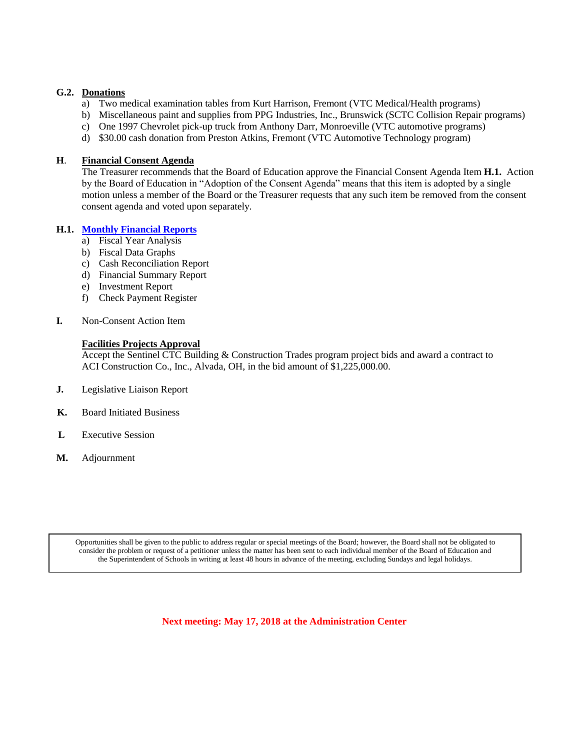**G.2. Donations**

a) Two medical examination tables from Kurt Harrison, Fremont (VTC Medical/Health programs)
b) Miscellaneous paint and supplies from PPG Industries, Inc., Brunswick (SCTC Collision Repair programs)
c) One 1997 Chevrolet pick-up truck from Anthony Darr, Monroeville (VTC automotive programs)
d) $30.00 cash donation from Preston Atkins, Fremont (VTC Automotive Technology program)

**H. Financial Consent Agenda**

The Treasurer recommends that the Board of Education approve the Financial Consent Agenda Item **H.1.** Action by the Board of Education in "Adoption of the Consent Agenda" means that this item is adopted by a single motion unless a member of the Board or the Treasurer requests that any such item be removed from the consent consent agenda and voted upon separately.

**H.1. Monthly Financial Reports**

a) Fiscal Year Analysis
b) Fiscal Data Graphs
c) Cash Reconciliation Report
d) Financial Summary Report
e) Investment Report
f) Check Payment Register

**I.** Non-Consent Action Item

**Facilities Projects Approval**

Accept the Sentinel CTC Building & Construction Trades program project bids and award a contract to ACI Construction Co., Inc., Alvada, OH, in the bid amount of $1,225,000.00.

**J.** Legislative Liaison Report

**K.** Board Initiated Business

**L** Executive Session

**M.** Adjournment

Opportunities shall be given to the public to address regular or special meetings of the Board; however, the Board shall not be obligated to consider the problem or request of a petitioner unless the matter has been sent to each individual member of the Board of Education and the Superintendent of Schools in writing at least 48 hours in advance of the meeting, excluding Sundays and legal holidays.

**Next meeting: May 17, 2018 at the Administration Center**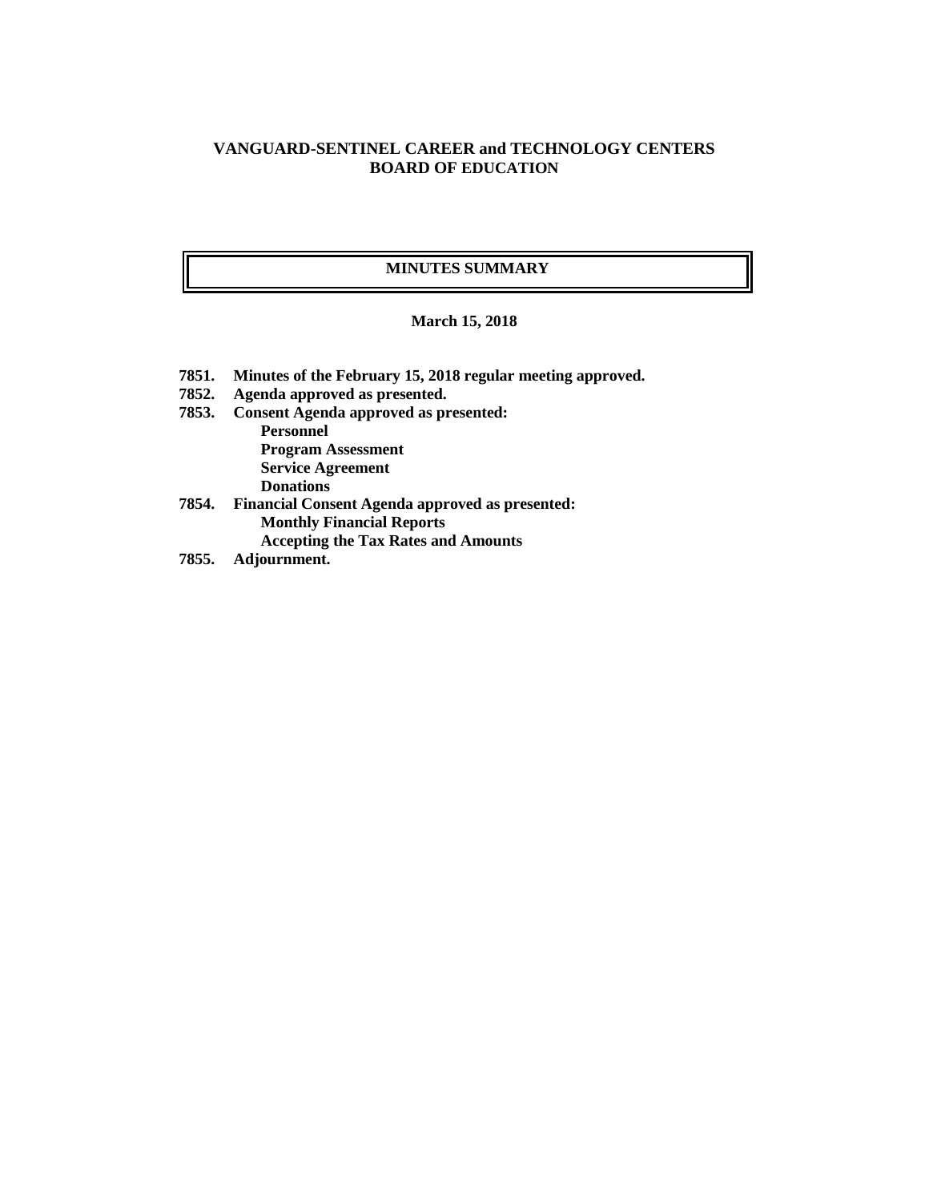# VANGUARD-SENTINEL CAREER and TECHNOLOGY CENTERS
# BOARD OF EDUCATION

## MINUTES SUMMARY

**March 15, 2018**

**7851. Minutes of the February 15, 2018 regular meeting approved.**

**7852. Agenda approved as presented.**

**7853. Consent Agenda approved as presented:**
- **Personnel**
- **Program Assessment**
- **Service Agreement**
- **Donations**

**7854. Financial Consent Agenda approved as presented:**
- **Monthly Financial Reports**
- **Accepting the Tax Rates and Amounts**

**7855. Adjournment.**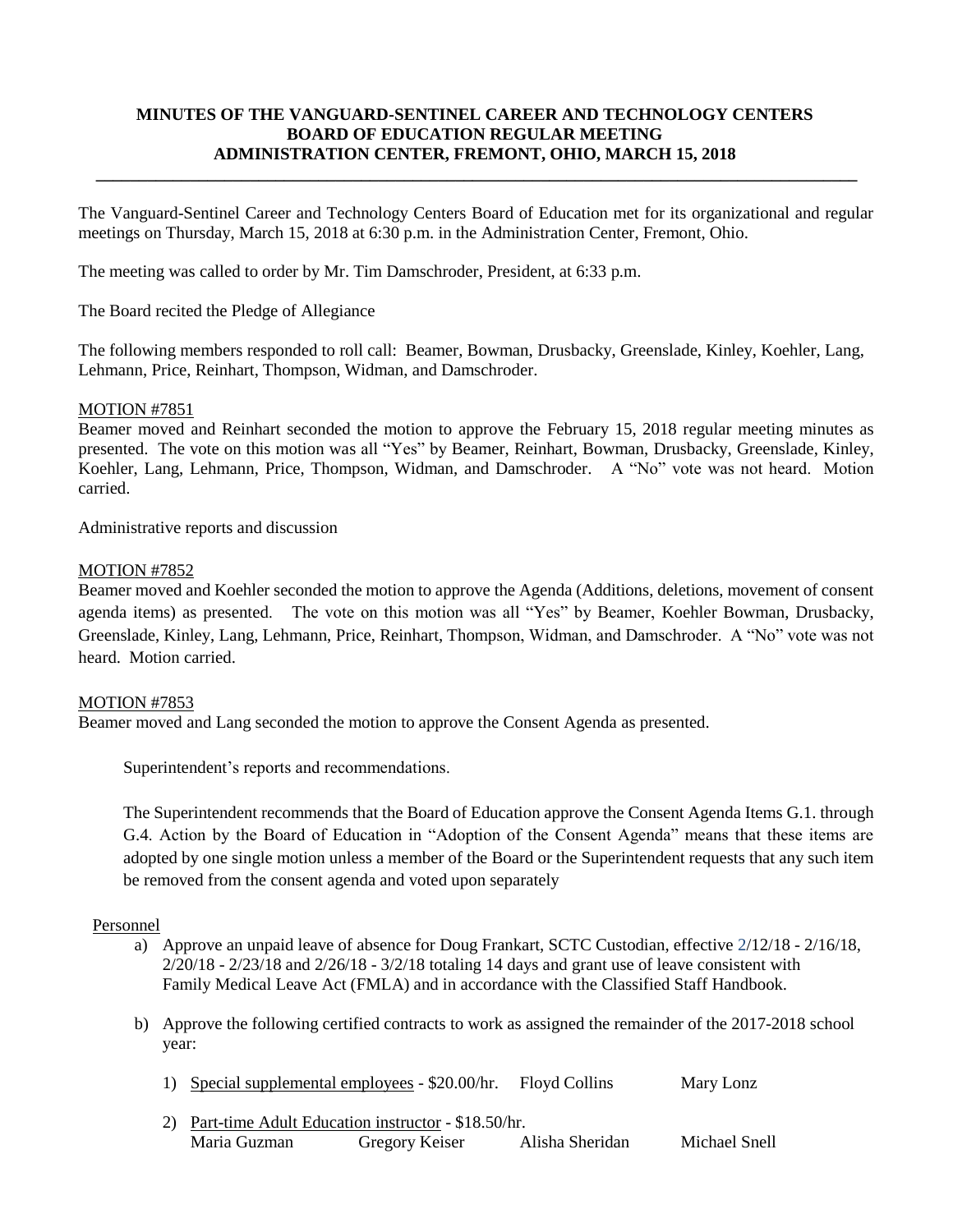**MINUTES OF THE VANGUARD-SENTINEL CAREER AND TECHNOLOGY CENTERS BOARD OF EDUCATION REGULAR MEETING ADMINISTRATION CENTER, FREMONT, OHIO, MARCH 15, 2018**

---

The Vanguard-Sentinel Career and Technology Centers Board of Education met for its organizational and regular meetings on Thursday, March 15, 2018 at 6:30 p.m. in the Administration Center, Fremont, Ohio.

The meeting was called to order by Mr. Tim Damschroder, President, at 6:33 p.m.

The Board recited the Pledge of Allegiance

The following members responded to roll call: Beamer, Bowman, Drusbacky, Greenslade, Kinley, Koehler, Lang, Lehmann, Price, Reinhart, Thompson, Widman, and Damschroder.

MOTION #7851

Beamer moved and Reinhart seconded the motion to approve the February 15, 2018 regular meeting minutes as presented. The vote on this motion was all "Yes" by Beamer, Reinhart, Bowman, Drusbacky, Greenslade, Kinley, Koehler, Lang, Lehmann, Price, Thompson, Widman, and Damschroder. A "No" vote was not heard. Motion carried.

Administrative reports and discussion

MOTION #7852

Beamer moved and Koehler seconded the motion to approve the Agenda (Additions, deletions, movement of consent agenda items) as presented. The vote on this motion was all "Yes" by Beamer, Koehler Bowman, Drusbacky, Greenslade, Kinley, Lang, Lehmann, Price, Reinhart, Thompson, Widman, and Damschroder. A "No" vote was not heard. Motion carried.

MOTION #7853

Beamer moved and Lang seconded the motion to approve the Consent Agenda as presented.

Superintendent's reports and recommendations.

The Superintendent recommends that the Board of Education approve the Consent Agenda Items G.1. through G.4. Action by the Board of Education in "Adoption of the Consent Agenda" means that these items are adopted by one single motion unless a member of the Board or the Superintendent requests that any such item be removed from the consent agenda and voted upon separately

Personnel

a) Approve an unpaid leave of absence for Doug Frankart, SCTC Custodian, effective 2/12/18 - 2/16/18, 2/20/18 - 2/23/18 and 2/26/18 - 3/2/18 totaling 14 days and grant use of leave consistent with Family Medical Leave Act (FMLA) and in accordance with the Classified Staff Handbook.

b) Approve the following certified contracts to work as assigned the remainder of the 2017-2018 school year:

1) Special supplemental employees - $20.00/hr. Floyd Collins Mary Lonz

2) Part-time Adult Education instructor - $18.50/hr.
Maria Guzman Gregory Keiser Alisha Sheridan Michael Snell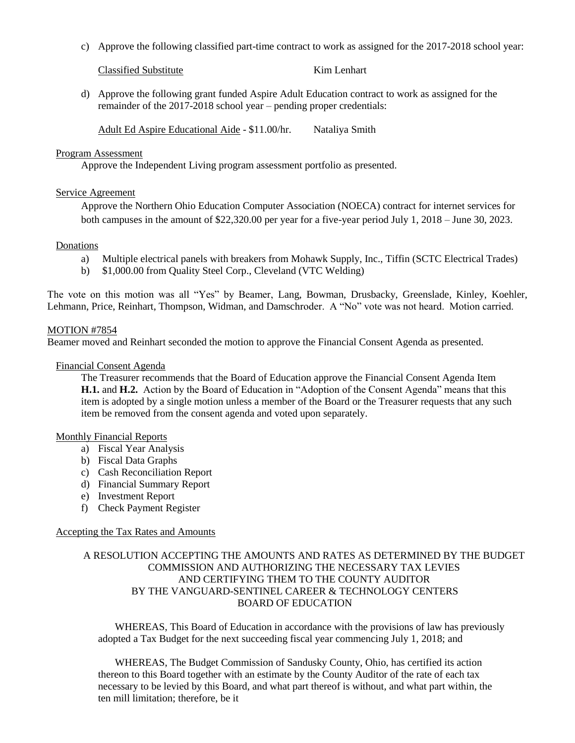c) Approve the following classified part-time contract to work as assigned for the 2017-2018 school year:

Classified Substitute — Kim Lenhart

d) Approve the following grant funded Aspire Adult Education contract to work as assigned for the remainder of the 2017-2018 school year – pending proper credentials:

Adult Ed Aspire Educational Aide - $11.00/hr. — Nataliya Smith

Program Assessment

Approve the Independent Living program assessment portfolio as presented.

Service Agreement

Approve the Northern Ohio Education Computer Association (NOECA) contract for internet services for both campuses in the amount of $22,320.00 per year for a five-year period July 1, 2018 – June 30, 2023.

Donations

a) Multiple electrical panels with breakers from Mohawk Supply, Inc., Tiffin (SCTC Electrical Trades)
b) $1,000.00 from Quality Steel Corp., Cleveland (VTC Welding)

The vote on this motion was all "Yes" by Beamer, Lang, Bowman, Drusbacky, Greenslade, Kinley, Koehler, Lehmann, Price, Reinhart, Thompson, Widman, and Damschroder. A "No" vote was not heard. Motion carried.

MOTION #7854

Beamer moved and Reinhart seconded the motion to approve the Financial Consent Agenda as presented.

Financial Consent Agenda

The Treasurer recommends that the Board of Education approve the Financial Consent Agenda Item **H.1.** and **H.2.** Action by the Board of Education in "Adoption of the Consent Agenda" means that this item is adopted by a single motion unless a member of the Board or the Treasurer requests that any such item be removed from the consent agenda and voted upon separately.

Monthly Financial Reports

a) Fiscal Year Analysis
b) Fiscal Data Graphs
c) Cash Reconciliation Report
d) Financial Summary Report
e) Investment Report
f) Check Payment Register

Accepting the Tax Rates and Amounts

A RESOLUTION ACCEPTING THE AMOUNTS AND RATES AS DETERMINED BY THE BUDGET COMMISSION AND AUTHORIZING THE NECESSARY TAX LEVIES AND CERTIFYING THEM TO THE COUNTY AUDITOR BY THE VANGUARD-SENTINEL CAREER & TECHNOLOGY CENTERS BOARD OF EDUCATION

WHEREAS, This Board of Education in accordance with the provisions of law has previously adopted a Tax Budget for the next succeeding fiscal year commencing July 1, 2018; and

WHEREAS, The Budget Commission of Sandusky County, Ohio, has certified its action thereon to this Board together with an estimate by the County Auditor of the rate of each tax necessary to be levied by this Board, and what part thereof is without, and what part within, the ten mill limitation; therefore, be it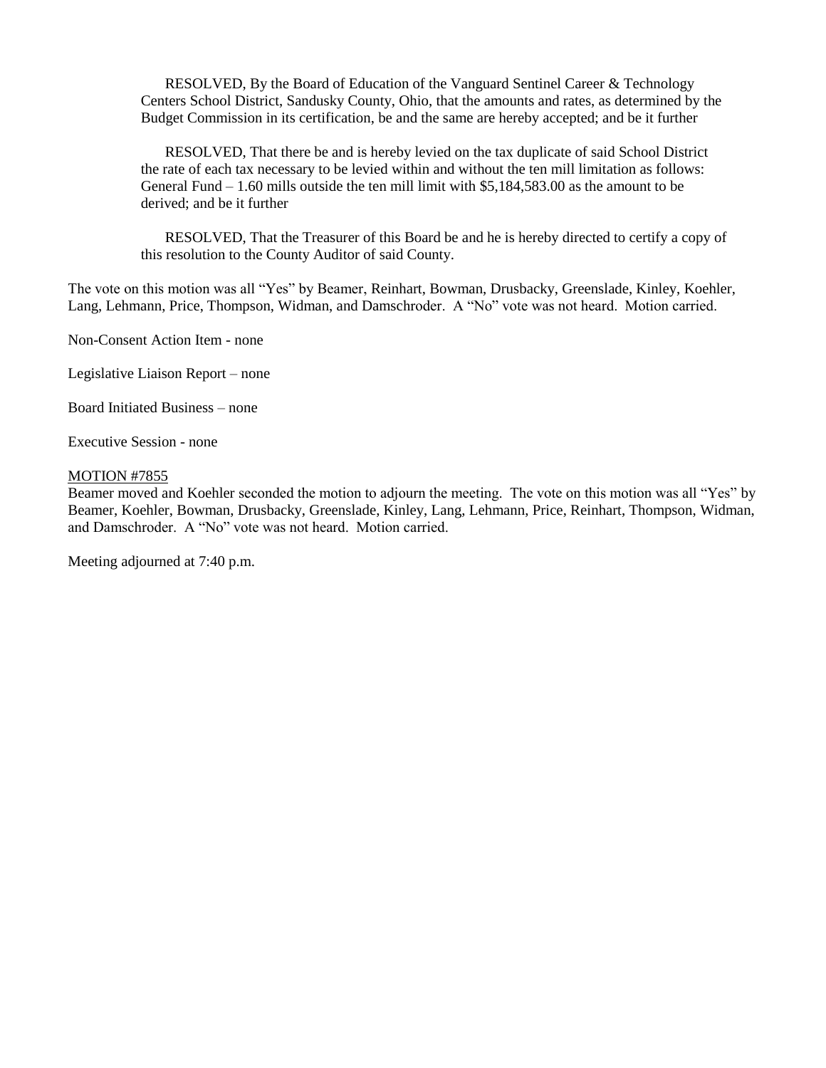RESOLVED, By the Board of Education of the Vanguard Sentinel Career & Technology Centers School District, Sandusky County, Ohio, that the amounts and rates, as determined by the Budget Commission in its certification, be and the same are hereby accepted; and be it further

RESOLVED, That there be and is hereby levied on the tax duplicate of said School District the rate of each tax necessary to be levied within and without the ten mill limitation as follows: General Fund – 1.60 mills outside the ten mill limit with $5,184,583.00 as the amount to be derived; and be it further

RESOLVED, That the Treasurer of this Board be and he is hereby directed to certify a copy of this resolution to the County Auditor of said County.

The vote on this motion was all "Yes" by Beamer, Reinhart, Bowman, Drusbacky, Greenslade, Kinley, Koehler, Lang, Lehmann, Price, Thompson, Widman, and Damschroder. A "No" vote was not heard. Motion carried.

Non-Consent Action Item - none

Legislative Liaison Report – none

Board Initiated Business – none

Executive Session - none

MOTION #7855

Beamer moved and Koehler seconded the motion to adjourn the meeting. The vote on this motion was all "Yes" by Beamer, Koehler, Bowman, Drusbacky, Greenslade, Kinley, Lang, Lehmann, Price, Reinhart, Thompson, Widman, and Damschroder. A "No" vote was not heard. Motion carried.

Meeting adjourned at 7:40 p.m.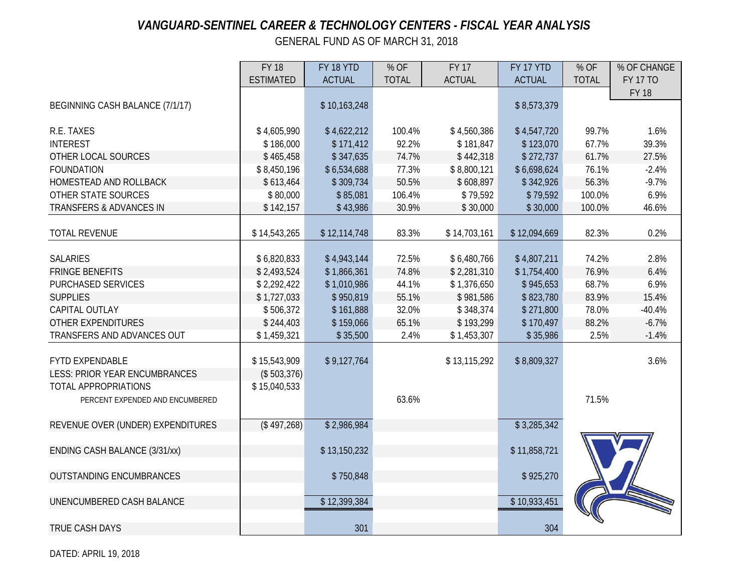# *VANGUARD-SENTINEL CAREER & TECHNOLOGY CENTERS - FISCAL YEAR ANALYSIS*

GENERAL FUND AS OF MARCH 31, 2018

| | FY 18 ESTIMATED | FY 18 YTD ACTUAL | % OF TOTAL | FY 17 ACTUAL | FY 17 YTD ACTUAL | % OF TOTAL | % OF CHANGE FY 17 TO FY 18 |
|---|---|---|---|---|---|---|---|
| BEGINNING CASH BALANCE (7/1/17) | | $ 10,163,248 | | | $ 8,573,379 | | |
| R.E. TAXES | $ 4,605,990 | $ 4,622,212 | 100.4% | $ 4,560,386 | $ 4,547,720 | 99.7% | 1.6% |
| INTEREST | $ 186,000 | $ 171,412 | 92.2% | $ 181,847 | $ 123,070 | 67.7% | 39.3% |
| OTHER LOCAL SOURCES | $ 465,458 | $ 347,635 | 74.7% | $ 442,318 | $ 272,737 | 61.7% | 27.5% |
| FOUNDATION | $ 8,450,196 | $ 6,534,688 | 77.3% | $ 8,800,121 | $ 6,698,624 | 76.1% | -2.4% |
| HOMESTEAD AND ROLLBACK | $ 613,464 | $ 309,734 | 50.5% | $ 608,897 | $ 342,926 | 56.3% | -9.7% |
| OTHER STATE SOURCES | $ 80,000 | $ 85,081 | 106.4% | $ 79,592 | $ 79,592 | 100.0% | 6.9% |
| TRANSFERS & ADVANCES IN | $ 142,157 | $ 43,986 | 30.9% | $ 30,000 | $ 30,000 | 100.0% | 46.6% |
| TOTAL REVENUE | $ 14,543,265 | $ 12,114,748 | 83.3% | $ 14,703,161 | $ 12,094,669 | 82.3% | 0.2% |
| SALARIES | $ 6,820,833 | $ 4,943,144 | 72.5% | $ 6,480,766 | $ 4,807,211 | 74.2% | 2.8% |
| FRINGE BENEFITS | $ 2,493,524 | $ 1,866,361 | 74.8% | $ 2,281,310 | $ 1,754,400 | 76.9% | 6.4% |
| PURCHASED SERVICES | $ 2,292,422 | $ 1,010,986 | 44.1% | $ 1,376,650 | $ 945,653 | 68.7% | 6.9% |
| SUPPLIES | $ 1,727,033 | $ 950,819 | 55.1% | $ 981,586 | $ 823,780 | 83.9% | 15.4% |
| CAPITAL OUTLAY | $ 506,372 | $ 161,888 | 32.0% | $ 348,374 | $ 271,800 | 78.0% | -40.4% |
| OTHER EXPENDITURES | $ 244,403 | $ 159,066 | 65.1% | $ 193,299 | $ 170,497 | 88.2% | -6.7% |
| TRANSFERS AND ADVANCES OUT | $ 1,459,321 | $ 35,500 | 2.4% | $ 1,453,307 | $ 35,986 | 2.5% | -1.4% |
| FYTD EXPENDABLE | $ 15,543,909 | $ 9,127,764 | | $ 13,115,292 | $ 8,809,327 | | 3.6% |
| LESS: PRIOR YEAR ENCUMBRANCES | ($ 503,376) | | | | | | |
| TOTAL APPROPRIATIONS | $ 15,040,533 | | | | | | |
| PERCENT EXPENDED AND ENCUMBERED | | | 63.6% | | | 71.5% | |
| REVENUE OVER (UNDER) EXPENDITURES | ($ 497,268) | $ 2,986,984 | | | $ 3,285,342 | | |
| ENDING CASH BALANCE (3/31/xx) | | $ 13,150,232 | | | $ 11,858,721 | | |
| OUTSTANDING ENCUMBRANCES | | $ 750,848 | | | $ 925,270 | | |
| UNENCUMBERED CASH BALANCE | | $ 12,399,384 | | | $ 10,933,451 | | |
| TRUE CASH DAYS | | 301 | | | 304 | | |

DATED: APRIL 19, 2018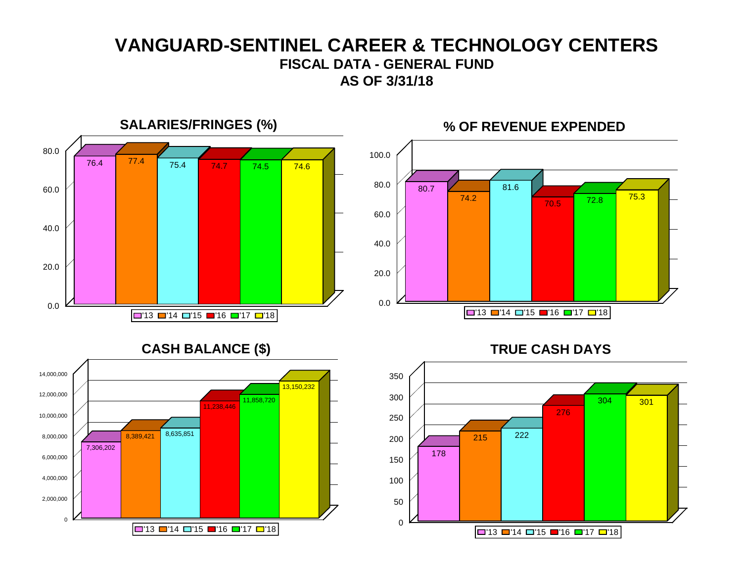# VANGUARD-SENTINEL CAREER & TECHNOLOGY CENTERS

## FISCAL DATA - GENERAL FUND

## AS OF 3/31/18

### SALARIES/FRINGES (%)

| '13 | '14 | '15 | '16 | '17 | '18 |
|---|---|---|---|---|---|
| 76.4 | 77.4 | 75.4 | 74.7 | 74.5 | 74.6 |

### % OF REVENUE EXPENDED

| '13 | '14 | '15 | '16 | '17 | '18 |
|---|---|---|---|---|---|
| 80.7 | 74.2 | 81.6 | 70.5 | 72.8 | 75.3 |

### CASH BALANCE ($)

| '13 | '14 | '15 | '16 | '17 | '18 |
|---|---|---|---|---|---|
| 7,306,202 | 8,389,421 | 8,635,851 | 11,238,446 | 11,858,720 | 13,150,232 |

### TRUE CASH DAYS

| '13 | '14 | '15 | '16 | '17 | '18 |
|---|---|---|---|---|---|
| 178 | 215 | 222 | 276 | 304 | 301 |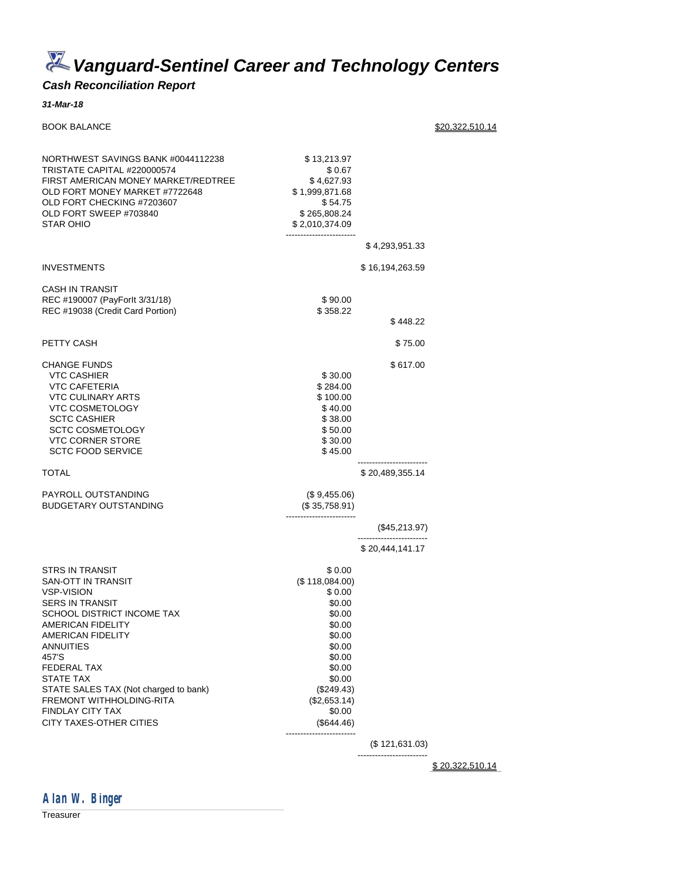# Vanguard-Sentinel Career and Technology Centers

### Cash Reconciliation Report

**31-Mar-18**

| | | | |
|---|---|---|---|
| BOOK BALANCE | | | $20,322,510.14 |
| | | | |
| NORTHWEST SAVINGS BANK #0044112238 | $ 13,213.97 | | |
| TRISTATE CAPITAL #220000574 | $ 0.67 | | |
| FIRST AMERICAN MONEY MARKET/REDTREE | $ 4,627.93 | | |
| OLD FORT MONEY MARKET #7722648 | $ 1,999,871.68 | | |
| OLD FORT CHECKING #7203607 | $ 54.75 | | |
| OLD FORT SWEEP #703840 | $ 265,808.24 | | |
| STAR OHIO | $ 2,010,374.09 | | |
| | | $ 4,293,951.33 | |
| INVESTMENTS | | $ 16,194,263.59 | |
| CASH IN TRANSIT | | | |
| REC #190007 (PayForIt 3/31/18) | $ 90.00 | | |
| REC #19038 (Credit Card Portion) | $ 358.22 | | |
| | | $ 448.22 | |
| PETTY CASH | | $ 75.00 | |
| CHANGE FUNDS | | $ 617.00 | |
| VTC CASHIER | $ 30.00 | | |
| VTC CAFETERIA | $ 284.00 | | |
| VTC CULINARY ARTS | $ 100.00 | | |
| VTC COSMETOLOGY | $ 40.00 | | |
| SCTC CASHIER | $ 38.00 | | |
| SCTC COSMETOLOGY | $ 50.00 | | |
| VTC CORNER STORE | $ 30.00 | | |
| SCTC FOOD SERVICE | $ 45.00 | | |
| TOTAL | | $ 20,489,355.14 | |
| PAYROLL OUTSTANDING | ($ 9,455.06) | | |
| BUDGETARY OUTSTANDING | ($ 35,758.91) | | |
| | | ($45,213.97) | |
| | | $ 20,444,141.17 | |
| STRS IN TRANSIT | $ 0.00 | | |
| SAN-OTT IN TRANSIT | ($ 118,084.00) | | |
| VSP-VISION | $ 0.00 | | |
| SERS IN TRANSIT | $0.00 | | |
| SCHOOL DISTRICT INCOME TAX | $0.00 | | |
| AMERICAN FIDELITY | $0.00 | | |
| AMERICAN FIDELITY | $0.00 | | |
| ANNUITIES | $0.00 | | |
| 457'S | $0.00 | | |
| FEDERAL TAX | $0.00 | | |
| STATE TAX | $0.00 | | |
| STATE SALES TAX (Not charged to bank) | ($249.43) | | |
| FREMONT WITHHOLDING-RITA | ($2,653.14) | | |
| FINDLAY CITY TAX | $0.00 | | |
| CITY TAXES-OTHER CITIES | ($644.46) | | |
| | | ($ 121,631.03) | |
| | | | $ 20,322,510.14 |

Alan W. Binger

Treasurer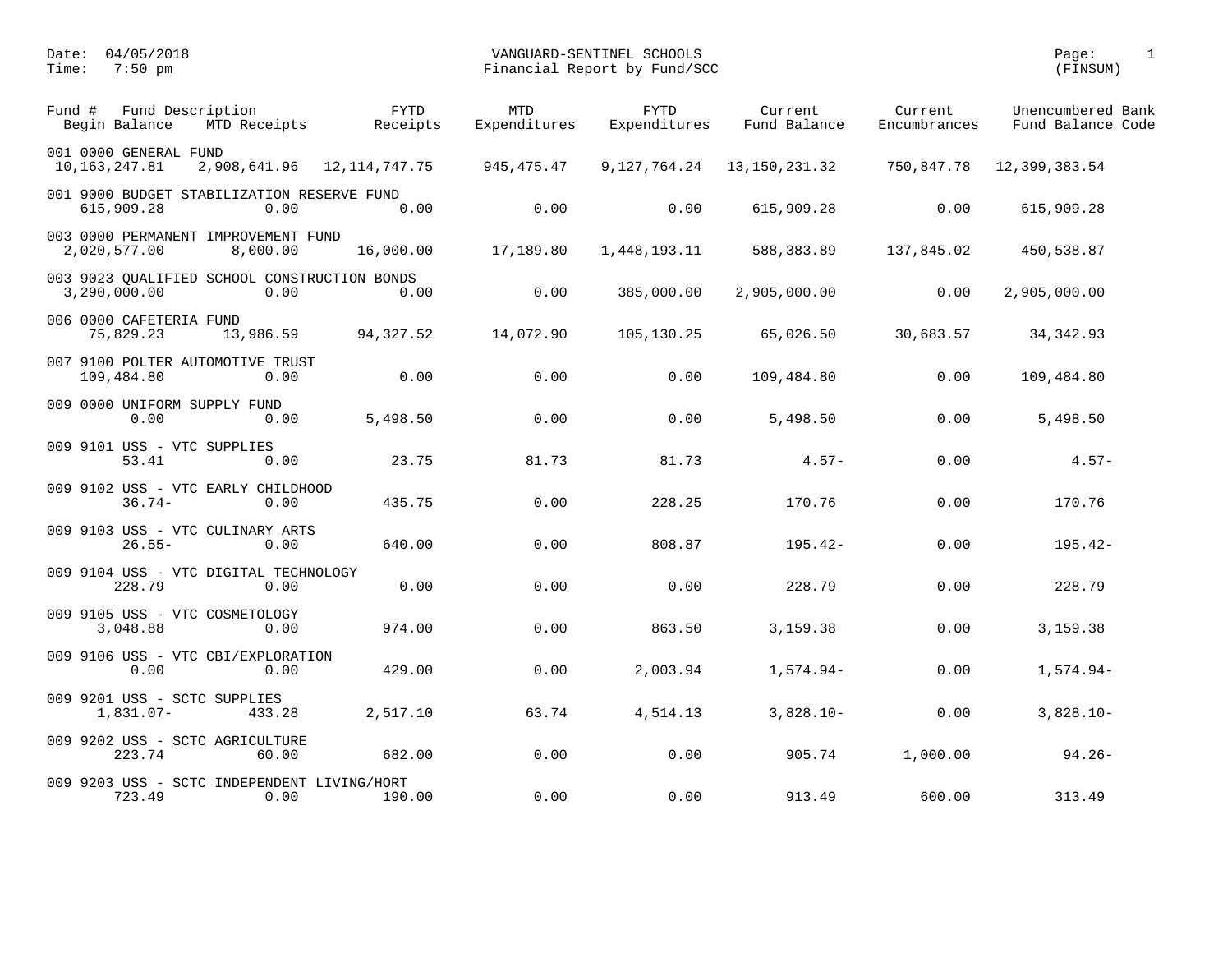Date: 04/05/2018
Time: 7:50 pm

VANGUARD-SENTINEL SCHOOLS
Financial Report by Fund/SCC

(FINSUM)

| Fund # Fund Description / Begin Balance | MTD Receipts | FYTD Receipts | MTD Expenditures | FYTD Expenditures | Current Fund Balance | Current Encumbrances | Unencumbered Fund Balance | Bank Code |
|---|---|---|---|---|---|---|---|---|
| 001 0000 GENERAL FUND | | | | | | | | |
| 10,163,247.81 | 2,908,641.96 | 12,114,747.75 | 945,475.47 | 9,127,764.24 | 13,150,231.32 | 750,847.78 | 12,399,383.54 | |
| 001 9000 BUDGET STABILIZATION RESERVE FUND | | | | | | | | |
| 615,909.28 | 0.00 | 0.00 | 0.00 | 0.00 | 615,909.28 | 0.00 | 615,909.28 | |
| 003 0000 PERMANENT IMPROVEMENT FUND | | | | | | | | |
| 2,020,577.00 | 8,000.00 | 16,000.00 | 17,189.80 | 1,448,193.11 | 588,383.89 | 137,845.02 | 450,538.87 | |
| 003 9023 QUALIFIED SCHOOL CONSTRUCTION BONDS | | | | | | | | |
| 3,290,000.00 | 0.00 | 0.00 | 0.00 | 385,000.00 | 2,905,000.00 | 0.00 | 2,905,000.00 | |
| 006 0000 CAFETERIA FUND | | | | | | | | |
| 75,829.23 | 13,986.59 | 94,327.52 | 14,072.90 | 105,130.25 | 65,026.50 | 30,683.57 | 34,342.93 | |
| 007 9100 POLTER AUTOMOTIVE TRUST | | | | | | | | |
| 109,484.80 | 0.00 | 0.00 | 0.00 | 0.00 | 109,484.80 | 0.00 | 109,484.80 | |
| 009 0000 UNIFORM SUPPLY FUND | | | | | | | | |
| 0.00 | 0.00 | 5,498.50 | 0.00 | 0.00 | 5,498.50 | 0.00 | 5,498.50 | |
| 009 9101 USS - VTC SUPPLIES | | | | | | | | |
| 53.41 | 0.00 | 23.75 | 81.73 | 81.73 | 4.57- | 0.00 | 4.57- | |
| 009 9102 USS - VTC EARLY CHILDHOOD | | | | | | | | |
| 36.74- | 0.00 | 435.75 | 0.00 | 228.25 | 170.76 | 0.00 | 170.76 | |
| 009 9103 USS - VTC CULINARY ARTS | | | | | | | | |
| 26.55- | 0.00 | 640.00 | 0.00 | 808.87 | 195.42- | 0.00 | 195.42- | |
| 009 9104 USS - VTC DIGITAL TECHNOLOGY | | | | | | | | |
| 228.79 | 0.00 | 0.00 | 0.00 | 0.00 | 228.79 | 0.00 | 228.79 | |
| 009 9105 USS - VTC COSMETOLOGY | | | | | | | | |
| 3,048.88 | 0.00 | 974.00 | 0.00 | 863.50 | 3,159.38 | 0.00 | 3,159.38 | |
| 009 9106 USS - VTC CBI/EXPLORATION | | | | | | | | |
| 0.00 | 0.00 | 429.00 | 0.00 | 2,003.94 | 1,574.94- | 0.00 | 1,574.94- | |
| 009 9201 USS - SCTC SUPPLIES | | | | | | | | |
| 1,831.07- | 433.28 | 2,517.10 | 63.74 | 4,514.13 | 3,828.10- | 0.00 | 3,828.10- | |
| 009 9202 USS - SCTC AGRICULTURE | | | | | | | | |
| 223.74 | 60.00 | 682.00 | 0.00 | 0.00 | 905.74 | 1,000.00 | 94.26- | |
| 009 9203 USS - SCTC INDEPENDENT LIVING/HORT | | | | | | | | |
| 723.49 | 0.00 | 190.00 | 0.00 | 0.00 | 913.49 | 600.00 | 313.49 | |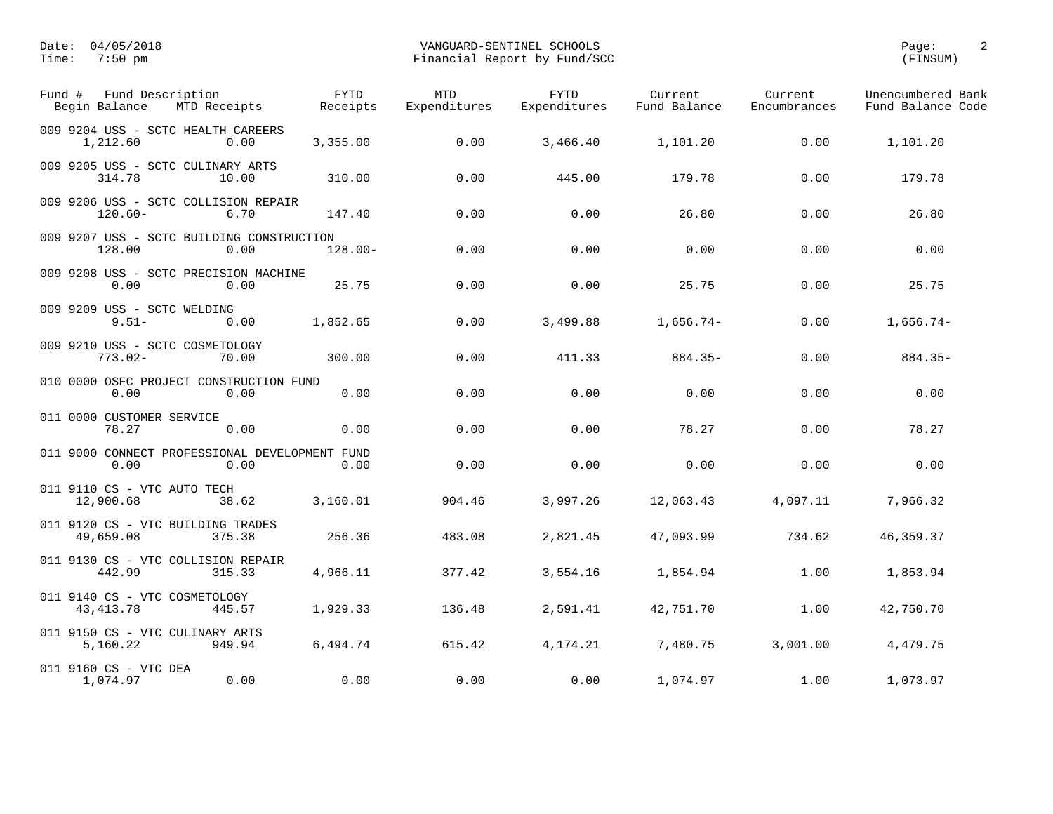| Fund # | Fund Description | | | | | | |
|---|---|---|---|---|---|---|---|
| Begin Balance | MTD Receipts | FYTD Receipts | MTD Expenditures | FYTD Expenditures | Current Fund Balance | Current Encumbrances | Unencumbered Bank Fund Balance Code |
| 009 9204 USS - SCTC HEALTH CAREERS | | | | | | | |
| 1,212.60 | 0.00 | 3,355.00 | 0.00 | 3,466.40 | 1,101.20 | 0.00 | 1,101.20 |
| 009 9205 USS - SCTC CULINARY ARTS | | | | | | | |
| 314.78 | 10.00 | 310.00 | 0.00 | 445.00 | 179.78 | 0.00 | 179.78 |
| 009 9206 USS - SCTC COLLISION REPAIR | | | | | | | |
| 120.60- | 6.70 | 147.40 | 0.00 | 0.00 | 26.80 | 0.00 | 26.80 |
| 009 9207 USS - SCTC BUILDING CONSTRUCTION | | | | | | | |
| 128.00 | 0.00 | 128.00- | 0.00 | 0.00 | 0.00 | 0.00 | 0.00 |
| 009 9208 USS - SCTC PRECISION MACHINE | | | | | | | |
| 0.00 | 0.00 | 25.75 | 0.00 | 0.00 | 25.75 | 0.00 | 25.75 |
| 009 9209 USS - SCTC WELDING | | | | | | | |
| 9.51- | 0.00 | 1,852.65 | 0.00 | 3,499.88 | 1,656.74- | 0.00 | 1,656.74- |
| 009 9210 USS - SCTC COSMETOLOGY | | | | | | | |
| 773.02- | 70.00 | 300.00 | 0.00 | 411.33 | 884.35- | 0.00 | 884.35- |
| 010 0000 OSFC PROJECT CONSTRUCTION FUND | | | | | | | |
| 0.00 | 0.00 | 0.00 | 0.00 | 0.00 | 0.00 | 0.00 | 0.00 |
| 011 0000 CUSTOMER SERVICE | | | | | | | |
| 78.27 | 0.00 | 0.00 | 0.00 | 0.00 | 78.27 | 0.00 | 78.27 |
| 011 9000 CONNECT PROFESSIONAL DEVELOPMENT FUND | | | | | | | |
| 0.00 | 0.00 | 0.00 | 0.00 | 0.00 | 0.00 | 0.00 | 0.00 |
| 011 9110 CS - VTC AUTO TECH | | | | | | | |
| 12,900.68 | 38.62 | 3,160.01 | 904.46 | 3,997.26 | 12,063.43 | 4,097.11 | 7,966.32 |
| 011 9120 CS - VTC BUILDING TRADES | | | | | | | |
| 49,659.08 | 375.38 | 256.36 | 483.08 | 2,821.45 | 47,093.99 | 734.62 | 46,359.37 |
| 011 9130 CS - VTC COLLISION REPAIR | | | | | | | |
| 442.99 | 315.33 | 4,966.11 | 377.42 | 3,554.16 | 1,854.94 | 1.00 | 1,853.94 |
| 011 9140 CS - VTC COSMETOLOGY | | | | | | | |
| 43,413.78 | 445.57 | 1,929.33 | 136.48 | 2,591.41 | 42,751.70 | 1.00 | 42,750.70 |
| 011 9150 CS - VTC CULINARY ARTS | | | | | | | |
| 5,160.22 | 949.94 | 6,494.74 | 615.42 | 4,174.21 | 7,480.75 | 3,001.00 | 4,479.75 |
| 011 9160 CS - VTC DEA | | | | | | | |
| 1,074.97 | 0.00 | 0.00 | 0.00 | 0.00 | 1,074.97 | 1.00 | 1,073.97 |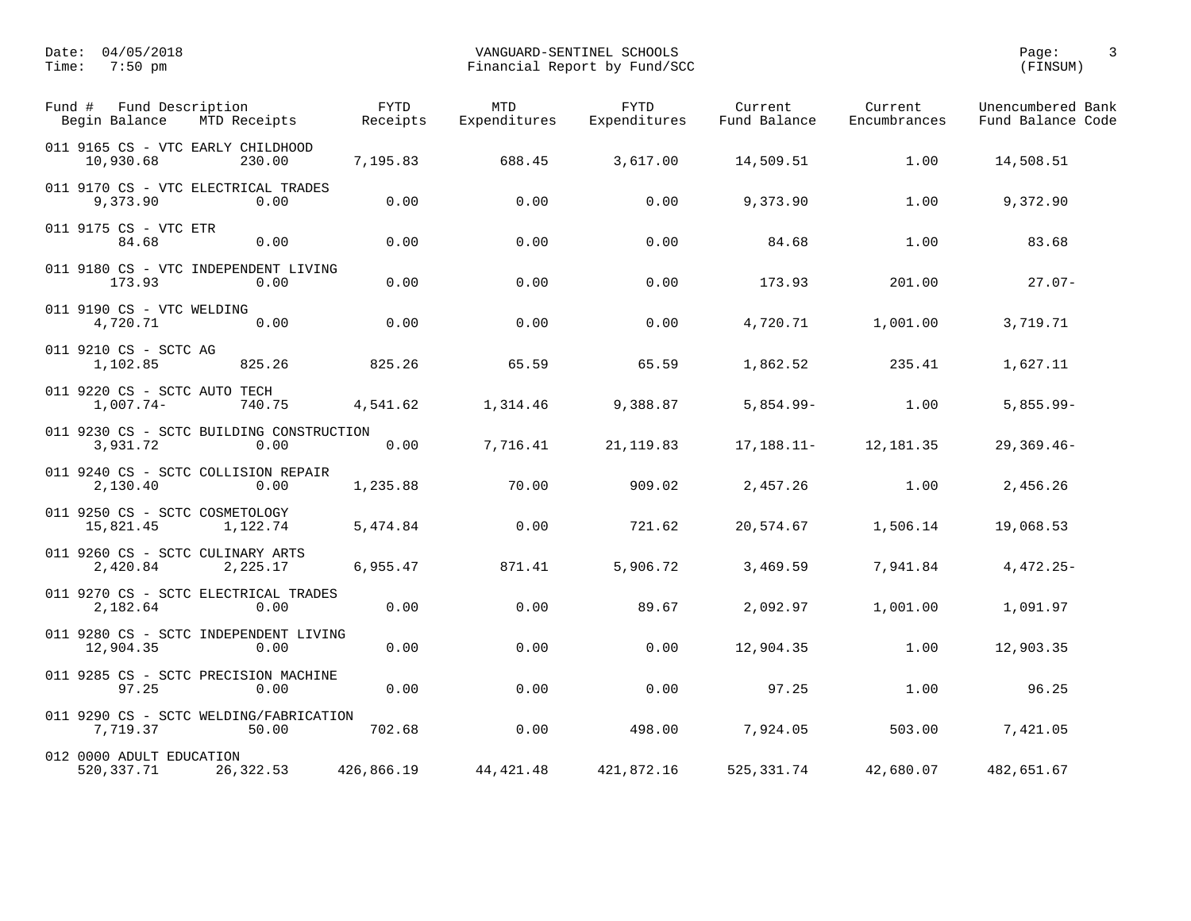Date: 04/05/2018
Time: 7:50 pm

VANGUARD-SENTINEL SCHOOLS
Financial Report by Fund/SCC

(FINSUM)

| Fund # Fund Description | Begin Balance | MTD Receipts | FYTD Receipts | MTD Expenditures | FYTD Expenditures | Current Fund Balance | Current Encumbrances | Unencumbered Bank Fund Balance Code |
|---|---|---|---|---|---|---|---|---|
| 011 9165 CS - VTC EARLY CHILDHOOD | 10,930.68 | 230.00 | 7,195.83 | 688.45 | 3,617.00 | 14,509.51 | 1.00 | 14,508.51 |
| 011 9170 CS - VTC ELECTRICAL TRADES | 9,373.90 | 0.00 | 0.00 | 0.00 | 0.00 | 9,373.90 | 1.00 | 9,372.90 |
| 011 9175 CS - VTC ETR | 84.68 | 0.00 | 0.00 | 0.00 | 0.00 | 84.68 | 1.00 | 83.68 |
| 011 9180 CS - VTC INDEPENDENT LIVING | 173.93 | 0.00 | 0.00 | 0.00 | 0.00 | 173.93 | 201.00 | 27.07- |
| 011 9190 CS - VTC WELDING | 4,720.71 | 0.00 | 0.00 | 0.00 | 0.00 | 4,720.71 | 1,001.00 | 3,719.71 |
| 011 9210 CS - SCTC AG | 1,102.85 | 825.26 | 825.26 | 65.59 | 65.59 | 1,862.52 | 235.41 | 1,627.11 |
| 011 9220 CS - SCTC AUTO TECH | 1,007.74- | 740.75 | 4,541.62 | 1,314.46 | 9,388.87 | 5,854.99- | 1.00 | 5,855.99- |
| 011 9230 CS - SCTC BUILDING CONSTRUCTION | 3,931.72 | 0.00 | 0.00 | 7,716.41 | 21,119.83 | 17,188.11- | 12,181.35 | 29,369.46- |
| 011 9240 CS - SCTC COLLISION REPAIR | 2,130.40 | 0.00 | 1,235.88 | 70.00 | 909.02 | 2,457.26 | 1.00 | 2,456.26 |
| 011 9250 CS - SCTC COSMETOLOGY | 15,821.45 | 1,122.74 | 5,474.84 | 0.00 | 721.62 | 20,574.67 | 1,506.14 | 19,068.53 |
| 011 9260 CS - SCTC CULINARY ARTS | 2,420.84 | 2,225.17 | 6,955.47 | 871.41 | 5,906.72 | 3,469.59 | 7,941.84 | 4,472.25- |
| 011 9270 CS - SCTC ELECTRICAL TRADES | 2,182.64 | 0.00 | 0.00 | 0.00 | 89.67 | 2,092.97 | 1,001.00 | 1,091.97 |
| 011 9280 CS - SCTC INDEPENDENT LIVING | 12,904.35 | 0.00 | 0.00 | 0.00 | 0.00 | 12,904.35 | 1.00 | 12,903.35 |
| 011 9285 CS - SCTC PRECISION MACHINE | 97.25 | 0.00 | 0.00 | 0.00 | 0.00 | 97.25 | 1.00 | 96.25 |
| 011 9290 CS - SCTC WELDING/FABRICATION | 7,719.37 | 50.00 | 702.68 | 0.00 | 498.00 | 7,924.05 | 503.00 | 7,421.05 |
| 012 0000 ADULT EDUCATION | 520,337.71 | 26,322.53 | 426,866.19 | 44,421.48 | 421,872.16 | 525,331.74 | 42,680.07 | 482,651.67 |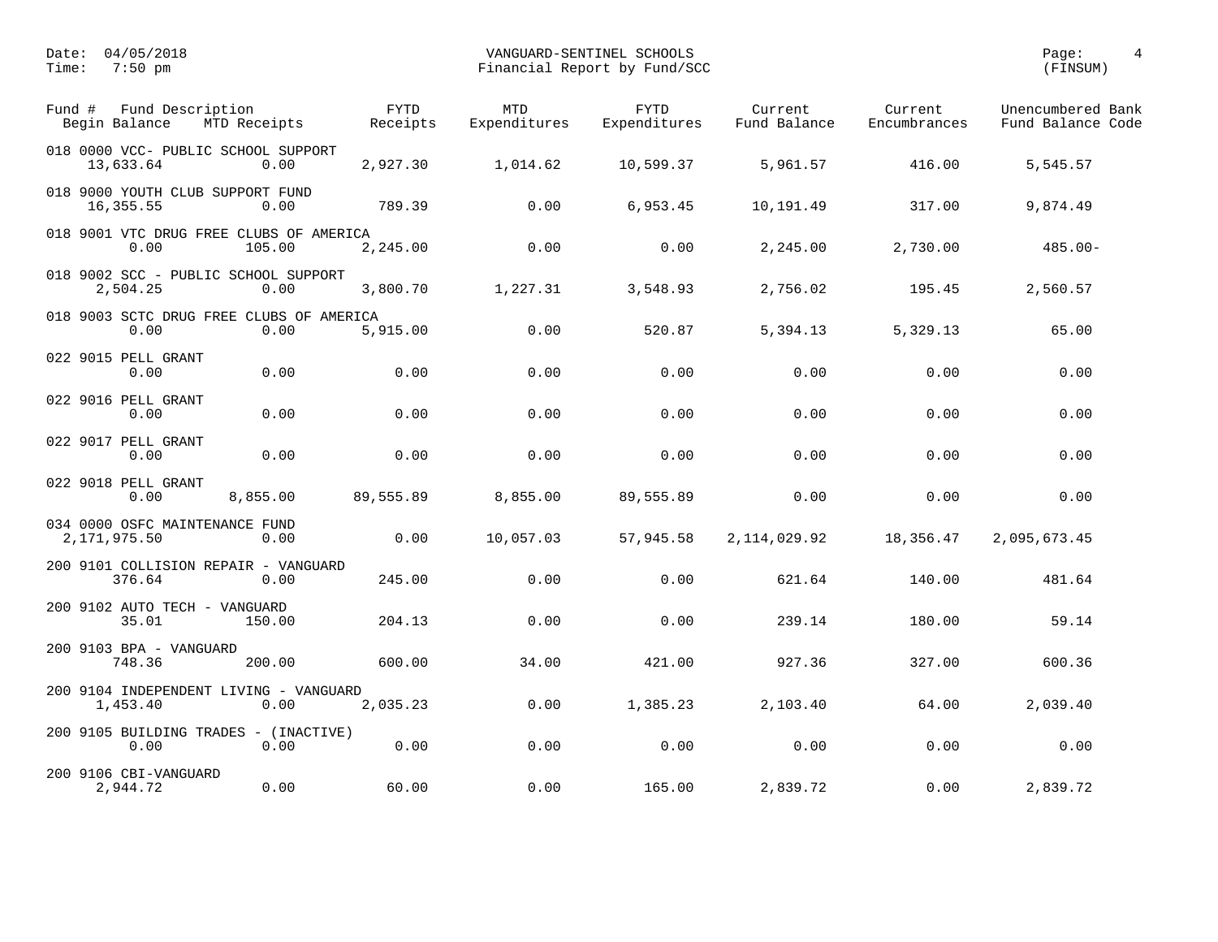Date: 04/05/2018
Time: 7:50 pm

VANGUARD-SENTINEL SCHOOLS
Financial Report by Fund/SCC

(FINSUM)

| Fund # Fund Description / Begin Balance | MTD Receipts | FYTD Receipts | MTD Expenditures | FYTD Expenditures | Current Fund Balance | Current Encumbrances | Unencumbered Bank Fund Balance Code |
|---|---|---|---|---|---|---|---|
| 018 0000 VCC- PUBLIC SCHOOL SUPPORT | | | | | | | |
| 13,633.64 | 0.00 | 2,927.30 | 1,014.62 | 10,599.37 | 5,961.57 | 416.00 | 5,545.57 |
| 018 9000 YOUTH CLUB SUPPORT FUND | | | | | | | |
| 16,355.55 | 0.00 | 789.39 | 0.00 | 6,953.45 | 10,191.49 | 317.00 | 9,874.49 |
| 018 9001 VTC DRUG FREE CLUBS OF AMERICA | | | | | | | |
| 0.00 | 105.00 | 2,245.00 | 0.00 | 0.00 | 2,245.00 | 2,730.00 | 485.00- |
| 018 9002 SCC - PUBLIC SCHOOL SUPPORT | | | | | | | |
| 2,504.25 | 0.00 | 3,800.70 | 1,227.31 | 3,548.93 | 2,756.02 | 195.45 | 2,560.57 |
| 018 9003 SCTC DRUG FREE CLUBS OF AMERICA | | | | | | | |
| 0.00 | 0.00 | 5,915.00 | 0.00 | 520.87 | 5,394.13 | 5,329.13 | 65.00 |
| 022 9015 PELL GRANT | | | | | | | |
| 0.00 | 0.00 | 0.00 | 0.00 | 0.00 | 0.00 | 0.00 | 0.00 |
| 022 9016 PELL GRANT | | | | | | | |
| 0.00 | 0.00 | 0.00 | 0.00 | 0.00 | 0.00 | 0.00 | 0.00 |
| 022 9017 PELL GRANT | | | | | | | |
| 0.00 | 0.00 | 0.00 | 0.00 | 0.00 | 0.00 | 0.00 | 0.00 |
| 022 9018 PELL GRANT | | | | | | | |
| 0.00 | 8,855.00 | 89,555.89 | 8,855.00 | 89,555.89 | 0.00 | 0.00 | 0.00 |
| 034 0000 OSFC MAINTENANCE FUND | | | | | | | |
| 2,171,975.50 | 0.00 | 0.00 | 10,057.03 | 57,945.58 | 2,114,029.92 | 18,356.47 | 2,095,673.45 |
| 200 9101 COLLISION REPAIR - VANGUARD | | | | | | | |
| 376.64 | 0.00 | 245.00 | 0.00 | 0.00 | 621.64 | 140.00 | 481.64 |
| 200 9102 AUTO TECH - VANGUARD | | | | | | | |
| 35.01 | 150.00 | 204.13 | 0.00 | 0.00 | 239.14 | 180.00 | 59.14 |
| 200 9103 BPA - VANGUARD | | | | | | | |
| 748.36 | 200.00 | 600.00 | 34.00 | 421.00 | 927.36 | 327.00 | 600.36 |
| 200 9104 INDEPENDENT LIVING - VANGUARD | | | | | | | |
| 1,453.40 | 0.00 | 2,035.23 | 0.00 | 1,385.23 | 2,103.40 | 64.00 | 2,039.40 |
| 200 9105 BUILDING TRADES - (INACTIVE) | | | | | | | |
| 0.00 | 0.00 | 0.00 | 0.00 | 0.00 | 0.00 | 0.00 | 0.00 |
| 200 9106 CBI-VANGUARD | | | | | | | |
| 2,944.72 | 0.00 | 60.00 | 0.00 | 165.00 | 2,839.72 | 0.00 | 2,839.72 |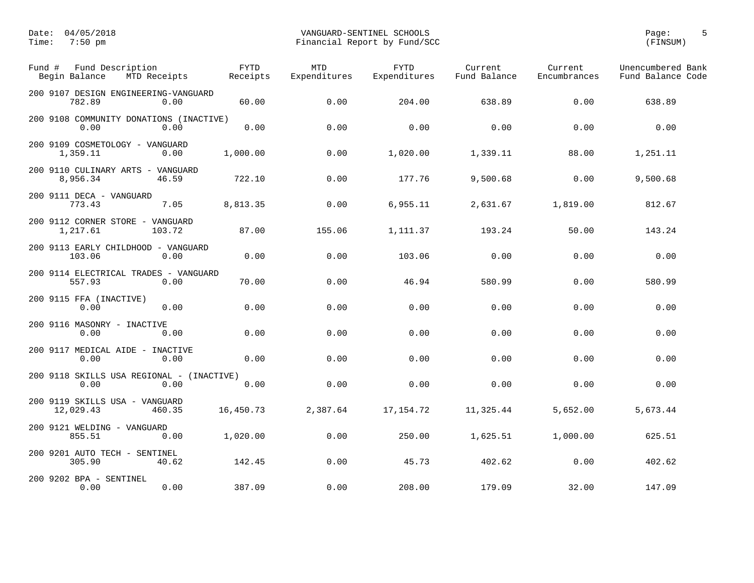Date: 04/05/2018
Time: 7:50 pm

VANGUARD-SENTINEL SCHOOLS
Financial Report by Fund/SCC

(FINSUM)

| Fund # | Fund Description | Begin Balance | MTD Receipts | FYTD Receipts | MTD Expenditures | FYTD Expenditures | Current Fund Balance | Current Encumbrances | Unencumbered Bank Fund Balance | Code |
|---|---|---|---|---|---|---|---|---|---|---|
| 200 9107 | DESIGN ENGINEERING-VANGUARD | 782.89 | 0.00 | 60.00 | 0.00 | 204.00 | 638.89 | 0.00 | 638.89 | |
| 200 9108 | COMMUNITY DONATIONS (INACTIVE) | 0.00 | 0.00 | 0.00 | 0.00 | 0.00 | 0.00 | 0.00 | 0.00 | |
| 200 9109 | COSMETOLOGY - VANGUARD | 1,359.11 | 0.00 | 1,000.00 | 0.00 | 1,020.00 | 1,339.11 | 88.00 | 1,251.11 | |
| 200 9110 | CULINARY ARTS - VANGUARD | 8,956.34 | 46.59 | 722.10 | 0.00 | 177.76 | 9,500.68 | 0.00 | 9,500.68 | |
| 200 9111 | DECA - VANGUARD | 773.43 | 7.05 | 8,813.35 | 0.00 | 6,955.11 | 2,631.67 | 1,819.00 | 812.67 | |
| 200 9112 | CORNER STORE - VANGUARD | 1,217.61 | 103.72 | 87.00 | 155.06 | 1,111.37 | 193.24 | 50.00 | 143.24 | |
| 200 9113 | EARLY CHILDHOOD - VANGUARD | 103.06 | 0.00 | 0.00 | 0.00 | 103.06 | 0.00 | 0.00 | 0.00 | |
| 200 9114 | ELECTRICAL TRADES - VANGUARD | 557.93 | 0.00 | 70.00 | 0.00 | 46.94 | 580.99 | 0.00 | 580.99 | |
| 200 9115 | FFA (INACTIVE) | 0.00 | 0.00 | 0.00 | 0.00 | 0.00 | 0.00 | 0.00 | 0.00 | |
| 200 9116 | MASONRY - INACTIVE | 0.00 | 0.00 | 0.00 | 0.00 | 0.00 | 0.00 | 0.00 | 0.00 | |
| 200 9117 | MEDICAL AIDE - INACTIVE | 0.00 | 0.00 | 0.00 | 0.00 | 0.00 | 0.00 | 0.00 | 0.00 | |
| 200 9118 | SKILLS USA REGIONAL - (INACTIVE) | 0.00 | 0.00 | 0.00 | 0.00 | 0.00 | 0.00 | 0.00 | 0.00 | |
| 200 9119 | SKILLS USA - VANGUARD | 12,029.43 | 460.35 | 16,450.73 | 2,387.64 | 17,154.72 | 11,325.44 | 5,652.00 | 5,673.44 | |
| 200 9121 | WELDING - VANGUARD | 855.51 | 0.00 | 1,020.00 | 0.00 | 250.00 | 1,625.51 | 1,000.00 | 625.51 | |
| 200 9201 | AUTO TECH - SENTINEL | 305.90 | 40.62 | 142.45 | 0.00 | 45.73 | 402.62 | 0.00 | 402.62 | |
| 200 9202 | BPA - SENTINEL | 0.00 | 0.00 | 387.09 | 0.00 | 208.00 | 179.09 | 32.00 | 147.09 | |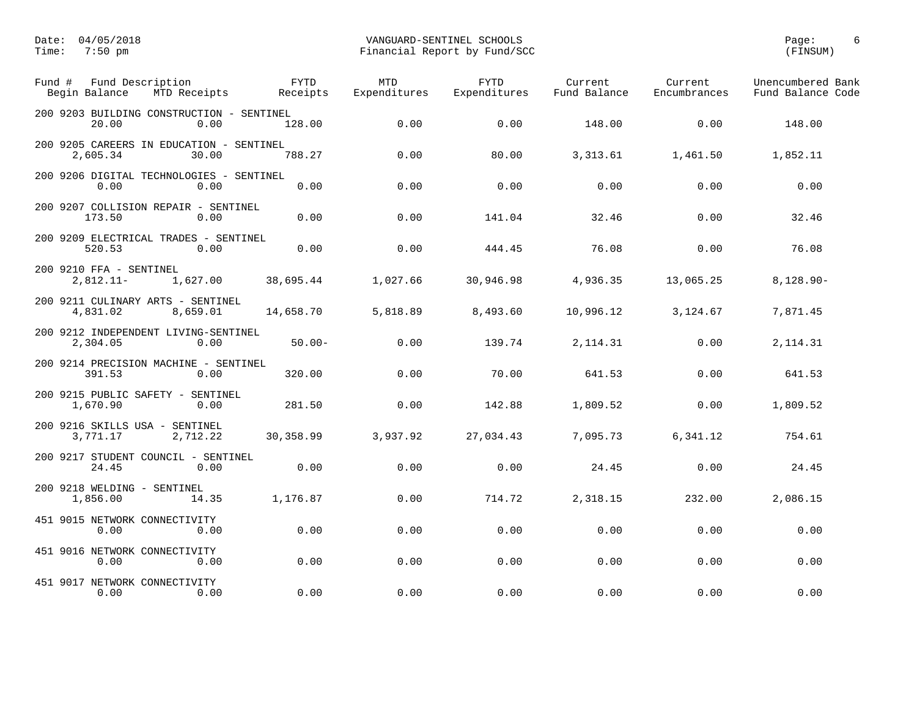Date: 04/05/2018
Time: 7:50 pm

# VANGUARD-SENTINEL SCHOOLS

## Financial Report by Fund/SCC

(FINSUM)

| Fund # Fund Description | | | | | | | |
|---|---|---|---|---|---|---|---|
| Begin Balance | MTD Receipts | FYTD Receipts | MTD Expenditures | FYTD Expenditures | Current Fund Balance | Current Encumbrances | Unencumbered Bank Fund Balance Code |
| 200 9203 BUILDING CONSTRUCTION - SENTINEL | | | | | | | |
| 20.00 | 0.00 | 128.00 | 0.00 | 0.00 | 148.00 | 0.00 | 148.00 |
| 200 9205 CAREERS IN EDUCATION - SENTINEL | | | | | | | |
| 2,605.34 | 30.00 | 788.27 | 0.00 | 80.00 | 3,313.61 | 1,461.50 | 1,852.11 |
| 200 9206 DIGITAL TECHNOLOGIES - SENTINEL | | | | | | | |
| 0.00 | 0.00 | 0.00 | 0.00 | 0.00 | 0.00 | 0.00 | 0.00 |
| 200 9207 COLLISION REPAIR - SENTINEL | | | | | | | |
| 173.50 | 0.00 | 0.00 | 0.00 | 141.04 | 32.46 | 0.00 | 32.46 |
| 200 9209 ELECTRICAL TRADES - SENTINEL | | | | | | | |
| 520.53 | 0.00 | 0.00 | 0.00 | 444.45 | 76.08 | 0.00 | 76.08 |
| 200 9210 FFA - SENTINEL | | | | | | | |
| 2,812.11- | 1,627.00 | 38,695.44 | 1,027.66 | 30,946.98 | 4,936.35 | 13,065.25 | 8,128.90- |
| 200 9211 CULINARY ARTS - SENTINEL | | | | | | | |
| 4,831.02 | 8,659.01 | 14,658.70 | 5,818.89 | 8,493.60 | 10,996.12 | 3,124.67 | 7,871.45 |
| 200 9212 INDEPENDENT LIVING-SENTINEL | | | | | | | |
| 2,304.05 | 0.00 | 50.00- | 0.00 | 139.74 | 2,114.31 | 0.00 | 2,114.31 |
| 200 9214 PRECISION MACHINE - SENTINEL | | | | | | | |
| 391.53 | 0.00 | 320.00 | 0.00 | 70.00 | 641.53 | 0.00 | 641.53 |
| 200 9215 PUBLIC SAFETY - SENTINEL | | | | | | | |
| 1,670.90 | 0.00 | 281.50 | 0.00 | 142.88 | 1,809.52 | 0.00 | 1,809.52 |
| 200 9216 SKILLS USA - SENTINEL | | | | | | | |
| 3,771.17 | 2,712.22 | 30,358.99 | 3,937.92 | 27,034.43 | 7,095.73 | 6,341.12 | 754.61 |
| 200 9217 STUDENT COUNCIL - SENTINEL | | | | | | | |
| 24.45 | 0.00 | 0.00 | 0.00 | 0.00 | 24.45 | 0.00 | 24.45 |
| 200 9218 WELDING - SENTINEL | | | | | | | |
| 1,856.00 | 14.35 | 1,176.87 | 0.00 | 714.72 | 2,318.15 | 232.00 | 2,086.15 |
| 451 9015 NETWORK CONNECTIVITY | | | | | | | |
| 0.00 | 0.00 | 0.00 | 0.00 | 0.00 | 0.00 | 0.00 | 0.00 |
| 451 9016 NETWORK CONNECTIVITY | | | | | | | |
| 0.00 | 0.00 | 0.00 | 0.00 | 0.00 | 0.00 | 0.00 | 0.00 |
| 451 9017 NETWORK CONNECTIVITY | | | | | | | |
| 0.00 | 0.00 | 0.00 | 0.00 | 0.00 | 0.00 | 0.00 | 0.00 |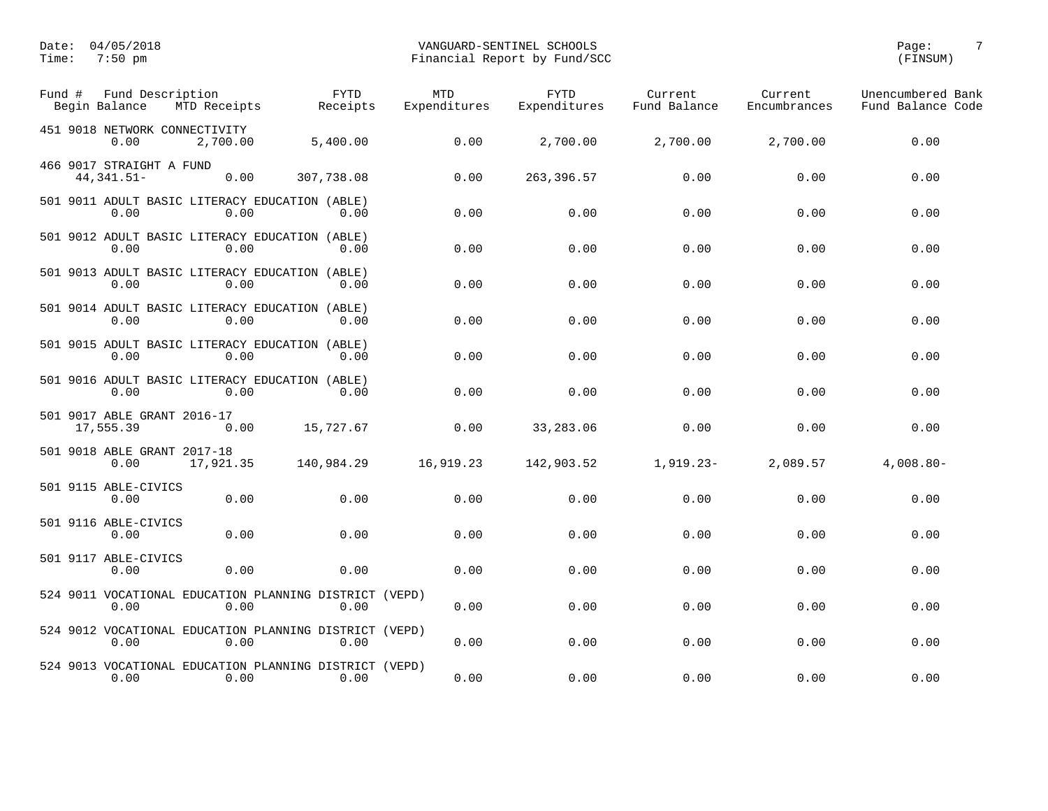Date: 04/05/2018
Time: 7:50 pm

VANGUARD-SENTINEL SCHOOLS
Financial Report by Fund/SCC

(FINSUM)

| Fund # Fund Description / Begin Balance | MTD Receipts | FYTD Receipts | MTD Expenditures | FYTD Expenditures | Current Fund Balance | Current Encumbrances | Unencumbered Bank Fund Balance Code |
|---|---|---|---|---|---|---|---|
| 451 9018 NETWORK CONNECTIVITY | | | | | | | |
| 0.00 | 2,700.00 | 5,400.00 | 0.00 | 2,700.00 | 2,700.00 | 2,700.00 | 0.00 |
| 466 9017 STRAIGHT A FUND | | | | | | | |
| 44,341.51- | 0.00 | 307,738.08 | 0.00 | 263,396.57 | 0.00 | 0.00 | 0.00 |
| 501 9011 ADULT BASIC LITERACY EDUCATION (ABLE) | | | | | | | |
| 0.00 | 0.00 | 0.00 | 0.00 | 0.00 | 0.00 | 0.00 | 0.00 |
| 501 9012 ADULT BASIC LITERACY EDUCATION (ABLE) | | | | | | | |
| 0.00 | 0.00 | 0.00 | 0.00 | 0.00 | 0.00 | 0.00 | 0.00 |
| 501 9013 ADULT BASIC LITERACY EDUCATION (ABLE) | | | | | | | |
| 0.00 | 0.00 | 0.00 | 0.00 | 0.00 | 0.00 | 0.00 | 0.00 |
| 501 9014 ADULT BASIC LITERACY EDUCATION (ABLE) | | | | | | | |
| 0.00 | 0.00 | 0.00 | 0.00 | 0.00 | 0.00 | 0.00 | 0.00 |
| 501 9015 ADULT BASIC LITERACY EDUCATION (ABLE) | | | | | | | |
| 0.00 | 0.00 | 0.00 | 0.00 | 0.00 | 0.00 | 0.00 | 0.00 |
| 501 9016 ADULT BASIC LITERACY EDUCATION (ABLE) | | | | | | | |
| 0.00 | 0.00 | 0.00 | 0.00 | 0.00 | 0.00 | 0.00 | 0.00 |
| 501 9017 ABLE GRANT 2016-17 | | | | | | | |
| 17,555.39 | 0.00 | 15,727.67 | 0.00 | 33,283.06 | 0.00 | 0.00 | 0.00 |
| 501 9018 ABLE GRANT 2017-18 | | | | | | | |
| 0.00 | 17,921.35 | 140,984.29 | 16,919.23 | 142,903.52 | 1,919.23- | 2,089.57 | 4,008.80- |
| 501 9115 ABLE-CIVICS | | | | | | | |
| 0.00 | 0.00 | 0.00 | 0.00 | 0.00 | 0.00 | 0.00 | 0.00 |
| 501 9116 ABLE-CIVICS | | | | | | | |
| 0.00 | 0.00 | 0.00 | 0.00 | 0.00 | 0.00 | 0.00 | 0.00 |
| 501 9117 ABLE-CIVICS | | | | | | | |
| 0.00 | 0.00 | 0.00 | 0.00 | 0.00 | 0.00 | 0.00 | 0.00 |
| 524 9011 VOCATIONAL EDUCATION PLANNING DISTRICT (VEPD) | | | | | | | |
| 0.00 | 0.00 | 0.00 | 0.00 | 0.00 | 0.00 | 0.00 | 0.00 |
| 524 9012 VOCATIONAL EDUCATION PLANNING DISTRICT (VEPD) | | | | | | | |
| 0.00 | 0.00 | 0.00 | 0.00 | 0.00 | 0.00 | 0.00 | 0.00 |
| 524 9013 VOCATIONAL EDUCATION PLANNING DISTRICT (VEPD) | | | | | | | |
| 0.00 | 0.00 | 0.00 | 0.00 | 0.00 | 0.00 | 0.00 | 0.00 |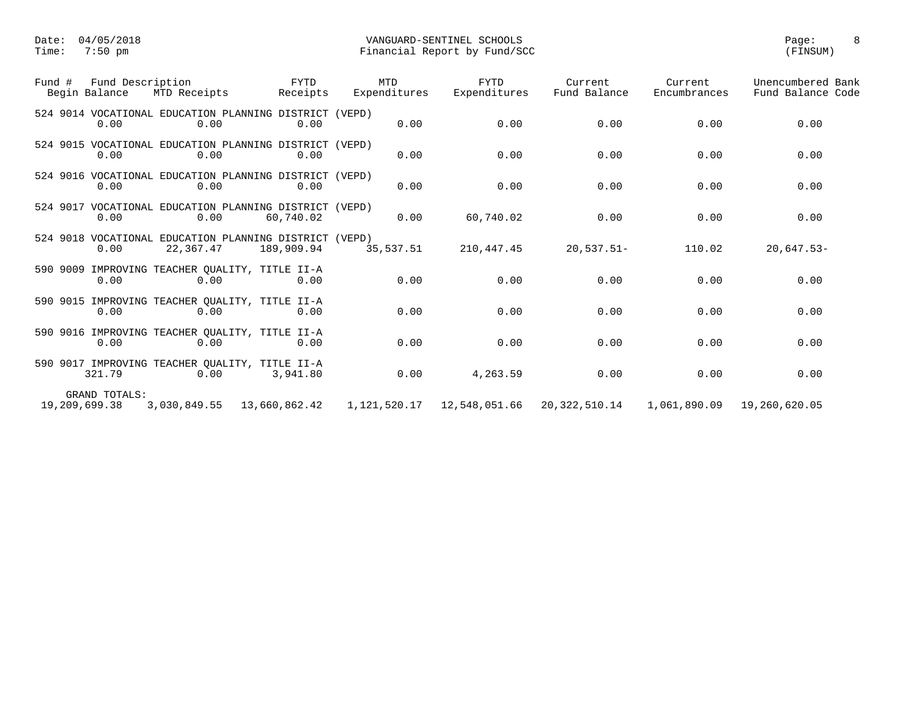Date: 04/05/2018 VANGUARD-SENTINEL SCHOOLS
Time: 7:50 pm Financial Report by Fund/SCC (FINSUM)

| Fund # Fund Description / Begin Balance | MTD Receipts | FYTD Receipts | MTD Expenditures | FYTD Expenditures | Current Fund Balance | Current Encumbrances | Unencumbered Fund Balance | Bank Code |
|---|---|---|---|---|---|---|---|---|
| 524 9014 VOCATIONAL EDUCATION PLANNING DISTRICT (VEPD) | | | | | | | | |
| 0.00 | 0.00 | 0.00 | 0.00 | 0.00 | 0.00 | 0.00 | 0.00 | |
| 524 9015 VOCATIONAL EDUCATION PLANNING DISTRICT (VEPD) | | | | | | | | |
| 0.00 | 0.00 | 0.00 | 0.00 | 0.00 | 0.00 | 0.00 | 0.00 | |
| 524 9016 VOCATIONAL EDUCATION PLANNING DISTRICT (VEPD) | | | | | | | | |
| 0.00 | 0.00 | 0.00 | 0.00 | 0.00 | 0.00 | 0.00 | 0.00 | |
| 524 9017 VOCATIONAL EDUCATION PLANNING DISTRICT (VEPD) | | | | | | | | |
| 0.00 | 0.00 | 60,740.02 | 0.00 | 60,740.02 | 0.00 | 0.00 | 0.00 | |
| 524 9018 VOCATIONAL EDUCATION PLANNING DISTRICT (VEPD) | | | | | | | | |
| 0.00 | 22,367.47 | 189,909.94 | 35,537.51 | 210,447.45 | 20,537.51- | 110.02 | 20,647.53- | |
| 590 9009 IMPROVING TEACHER QUALITY, TITLE II-A | | | | | | | | |
| 0.00 | 0.00 | 0.00 | 0.00 | 0.00 | 0.00 | 0.00 | 0.00 | |
| 590 9015 IMPROVING TEACHER QUALITY, TITLE II-A | | | | | | | | |
| 0.00 | 0.00 | 0.00 | 0.00 | 0.00 | 0.00 | 0.00 | 0.00 | |
| 590 9016 IMPROVING TEACHER QUALITY, TITLE II-A | | | | | | | | |
| 0.00 | 0.00 | 0.00 | 0.00 | 0.00 | 0.00 | 0.00 | 0.00 | |
| 590 9017 IMPROVING TEACHER QUALITY, TITLE II-A | | | | | | | | |
| 321.79 | 0.00 | 3,941.80 | 0.00 | 4,263.59 | 0.00 | 0.00 | 0.00 | |
| GRAND TOTALS: | | | | | | | | |
| 19,209,699.38 | 3,030,849.55 | 13,660,862.42 | 1,121,520.17 | 12,548,051.66 | 20,322,510.14 | 1,061,890.09 | 19,260,620.05 | |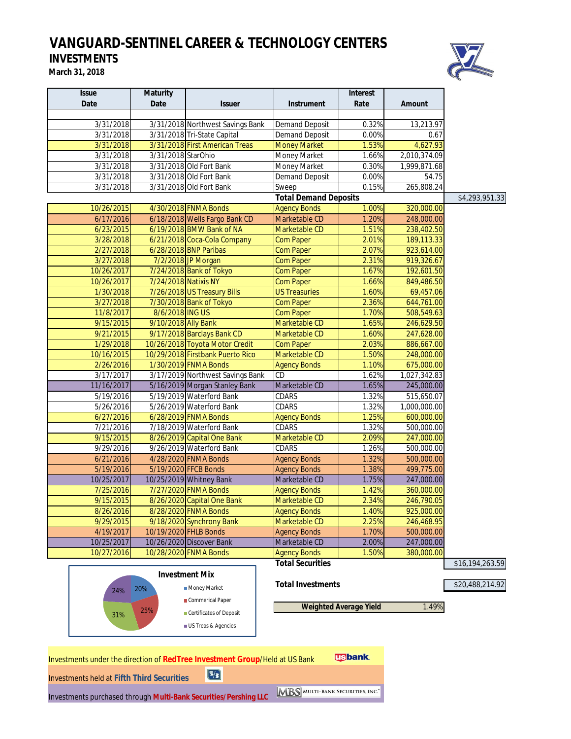# VANGUARD-SENTINEL CAREER & TECHNOLOGY CENTERS

## INVESTMENTS

**March 31, 2018**

| Issue Date | Maturity Date | Issuer | Instrument | Interest Rate | Amount | |
|---|---|---|---|---|---|---|
| 3/31/2018 | 3/31/2018 | Northwest Savings Bank | Demand Deposit | 0.32% | 13,213.97 | |
| 3/31/2018 | 3/31/2018 | Tri-State Capital | Demand Deposit | 0.00% | 0.67 | |
| 3/31/2018 | 3/31/2018 | First American Treas | Money Market | 1.53% | 4,627.93 | |
| 3/31/2018 | 3/31/2018 | StarOhio | Money Market | 1.66% | 2,010,374.09 | |
| 3/31/2018 | 3/31/2018 | Old Fort Bank | Money Market | 0.30% | 1,999,871.68 | |
| 3/31/2018 | 3/31/2018 | Old Fort Bank | Demand Deposit | 0.00% | 54.75 | |
| 3/31/2018 | 3/31/2018 | Old Fort Bank | Sweep | 0.15% | 265,808.24 | |
| | | | **Total Demand Deposits** | | | $4,293,951.33 |
| 10/26/2015 | 4/30/2018 | FNMA Bonds | Agency Bonds | 1.00% | 320,000.00 | |
| 6/17/2016 | 6/18/2018 | Wells Fargo Bank CD | Marketable CD | 1.20% | 248,000.00 | |
| 6/23/2015 | 6/19/2018 | BMW Bank of NA | Marketable CD | 1.51% | 238,402.50 | |
| 3/28/2018 | 6/21/2018 | Coca-Cola Company | Com Paper | 2.01% | 189,113.33 | |
| 2/27/2018 | 6/28/2018 | BNP Paribas | Com Paper | 2.07% | 923,614.00 | |
| 3/27/2018 | 7/2/2018 | JP Morgan | Com Paper | 2.31% | 919,326.67 | |
| 10/26/2017 | 7/24/2018 | Bank of Tokyo | Com Paper | 1.67% | 192,601.50 | |
| 10/26/2017 | 7/24/2018 | Natixis NY | Com Paper | 1.66% | 849,486.50 | |
| 1/30/2018 | 7/26/2018 | US Treasury Bills | US Treasuries | 1.60% | 69,457.06 | |
| 3/27/2018 | 7/30/2018 | Bank of Tokyo | Com Paper | 2.36% | 644,761.00 | |
| 11/8/2017 | 8/6/2018 | ING US | Com Paper | 1.70% | 508,549.63 | |
| 9/15/2015 | 9/10/2018 | Ally Bank | Marketable CD | 1.65% | 246,629.50 | |
| 9/21/2015 | 9/17/2018 | Barclays Bank CD | Marketable CD | 1.60% | 247,628.00 | |
| 1/29/2018 | 10/26/2018 | Toyota Motor Credit | Com Paper | 2.03% | 886,667.00 | |
| 10/16/2015 | 10/29/2018 | Firstbank Puerto Rico | Marketable CD | 1.50% | 248,000.00 | |
| 2/26/2016 | 1/30/2019 | FNMA Bonds | Agency Bonds | 1.10% | 675,000.00 | |
| 3/17/2017 | 3/17/2019 | Northwest Savings Bank | CD | 1.62% | 1,027,342.83 | |
| 11/16/2017 | 5/16/2019 | Morgan Stanley Bank | Marketable CD | 1.65% | 245,000.00 | |
| 5/19/2016 | 5/19/2019 | Waterford Bank | CDARS | 1.32% | 515,650.07 | |
| 5/26/2016 | 5/26/2019 | Waterford Bank | CDARS | 1.32% | 1,000,000.00 | |
| 6/27/2016 | 6/28/2019 | FNMA Bonds | Agency Bonds | 1.25% | 600,000.00 | |
| 7/21/2016 | 7/18/2019 | Waterford Bank | CDARS | 1.32% | 500,000.00 | |
| 9/15/2015 | 8/26/2019 | Capital One Bank | Marketable CD | 2.09% | 247,000.00 | |
| 9/29/2016 | 9/26/2019 | Waterford Bank | CDARS | 1.26% | 500,000.00 | |
| 6/21/2016 | 4/28/2020 | FNMA Bonds | Agency Bonds | 1.32% | 500,000.00 | |
| 5/19/2016 | 5/19/2020 | FFCB Bonds | Agency Bonds | 1.38% | 499,775.00 | |
| 10/25/2017 | 10/25/2019 | Whitney Bank | Marketable CD | 1.75% | 247,000.00 | |
| 7/25/2016 | 7/27/2020 | FNMA Bonds | Agency Bonds | 1.42% | 360,000.00 | |
| 9/15/2015 | 8/26/2020 | Capital One Bank | Marketable CD | 2.34% | 246,790.05 | |
| 8/26/2016 | 8/28/2020 | FNMA Bonds | Agency Bonds | 1.40% | 925,000.00 | |
| 9/29/2015 | 9/18/2020 | Synchrony Bank | Marketable CD | 2.25% | 246,468.95 | |
| 4/19/2017 | 10/19/2020 | FHLB Bonds | Agency Bonds | 1.70% | 500,000.00 | |
| 10/25/2017 | 10/26/2020 | Discover Bank | Marketable CD | 2.00% | 247,000.00 | |
| 10/27/2016 | 10/28/2020 | FNMA Bonds | Agency Bonds | 1.50% | 380,000.00 | |
| | | | **Total Securities** | | | $16,194,263.59 |
| | | | **Total Investments** | | | $20,488,214.92 |
| | | | **Weighted Average Yield** | | 1.49% | |

**Investment Mix**

- Money Market: 20%
- Commerical Paper: 25%
- Certificates of Deposit: 31%
- US Treas & Agencies: 24%

Investments under the direction of **RedTree Investment Group**/Held at US Bank

Investments held at **Fifth Third Securities**

Investments purchased through **Multi-Bank Securities/Pershing LLC**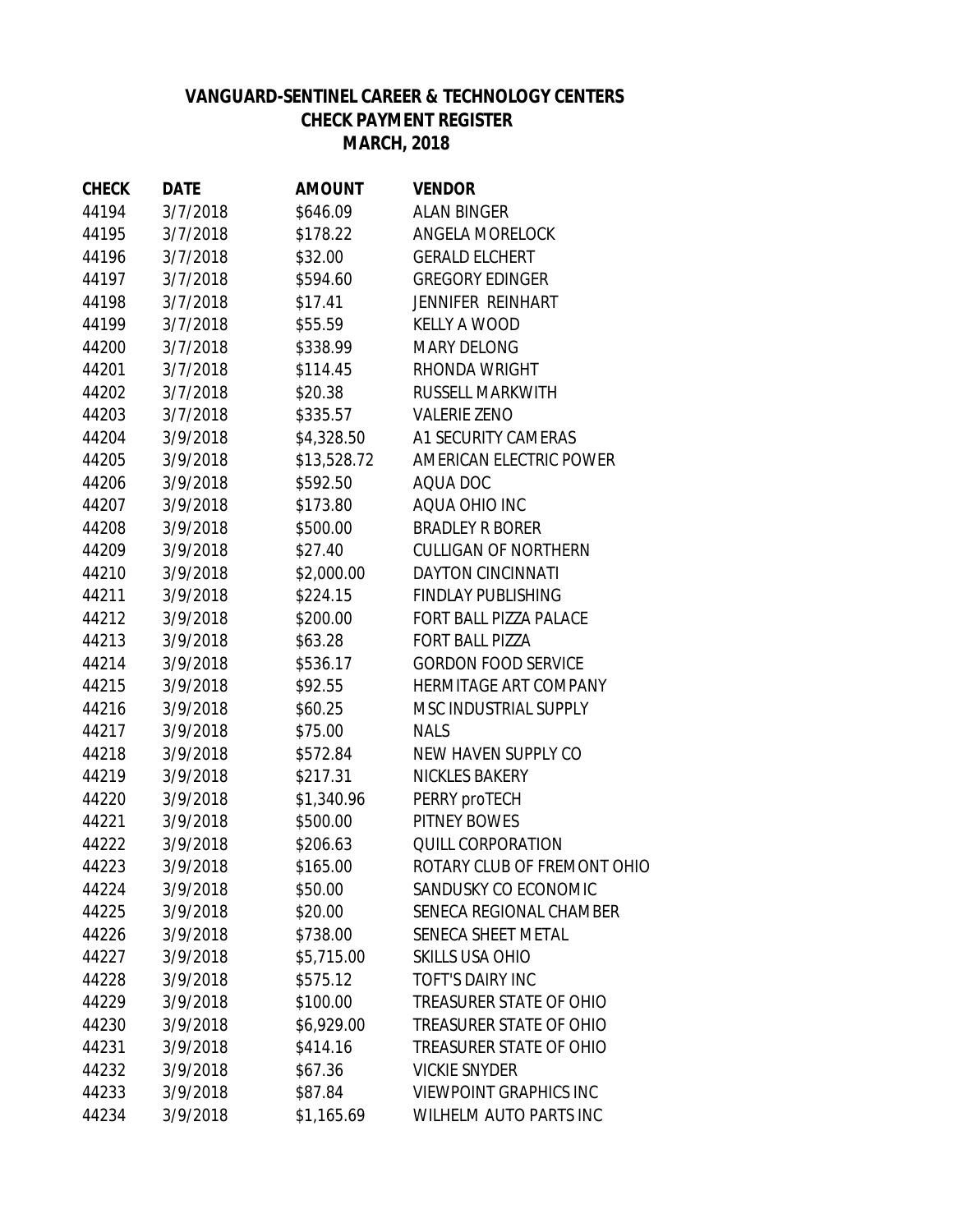# VANGUARD-SENTINEL CAREER & TECHNOLOGY CENTERS
## CHECK PAYMENT REGISTER
## MARCH, 2018

| CHECK | DATE | AMOUNT | VENDOR |
|---|---|---|---|
| 44194 | 3/7/2018 | $646.09 | ALAN BINGER |
| 44195 | 3/7/2018 | $178.22 | ANGELA MORELOCK |
| 44196 | 3/7/2018 | $32.00 | GERALD ELCHERT |
| 44197 | 3/7/2018 | $594.60 | GREGORY EDINGER |
| 44198 | 3/7/2018 | $17.41 | JENNIFER REINHART |
| 44199 | 3/7/2018 | $55.59 | KELLY A WOOD |
| 44200 | 3/7/2018 | $338.99 | MARY DELONG |
| 44201 | 3/7/2018 | $114.45 | RHONDA WRIGHT |
| 44202 | 3/7/2018 | $20.38 | RUSSELL MARKWITH |
| 44203 | 3/7/2018 | $335.57 | VALERIE ZENO |
| 44204 | 3/9/2018 | $4,328.50 | A1 SECURITY CAMERAS |
| 44205 | 3/9/2018 | $13,528.72 | AMERICAN ELECTRIC POWER |
| 44206 | 3/9/2018 | $592.50 | AQUA DOC |
| 44207 | 3/9/2018 | $173.80 | AQUA OHIO INC |
| 44208 | 3/9/2018 | $500.00 | BRADLEY R BORER |
| 44209 | 3/9/2018 | $27.40 | CULLIGAN OF NORTHERN |
| 44210 | 3/9/2018 | $2,000.00 | DAYTON CINCINNATI |
| 44211 | 3/9/2018 | $224.15 | FINDLAY PUBLISHING |
| 44212 | 3/9/2018 | $200.00 | FORT BALL PIZZA PALACE |
| 44213 | 3/9/2018 | $63.28 | FORT BALL PIZZA |
| 44214 | 3/9/2018 | $536.17 | GORDON FOOD SERVICE |
| 44215 | 3/9/2018 | $92.55 | HERMITAGE ART COMPANY |
| 44216 | 3/9/2018 | $60.25 | MSC INDUSTRIAL SUPPLY |
| 44217 | 3/9/2018 | $75.00 | NALS |
| 44218 | 3/9/2018 | $572.84 | NEW HAVEN SUPPLY CO |
| 44219 | 3/9/2018 | $217.31 | NICKLES BAKERY |
| 44220 | 3/9/2018 | $1,340.96 | PERRY proTECH |
| 44221 | 3/9/2018 | $500.00 | PITNEY BOWES |
| 44222 | 3/9/2018 | $206.63 | QUILL CORPORATION |
| 44223 | 3/9/2018 | $165.00 | ROTARY CLUB OF FREMONT OHIO |
| 44224 | 3/9/2018 | $50.00 | SANDUSKY CO ECONOMIC |
| 44225 | 3/9/2018 | $20.00 | SENECA REGIONAL CHAMBER |
| 44226 | 3/9/2018 | $738.00 | SENECA SHEET METAL |
| 44227 | 3/9/2018 | $5,715.00 | SKILLS USA OHIO |
| 44228 | 3/9/2018 | $575.12 | TOFT'S DAIRY INC |
| 44229 | 3/9/2018 | $100.00 | TREASURER STATE OF OHIO |
| 44230 | 3/9/2018 | $6,929.00 | TREASURER STATE OF OHIO |
| 44231 | 3/9/2018 | $414.16 | TREASURER STATE OF OHIO |
| 44232 | 3/9/2018 | $67.36 | VICKIE SNYDER |
| 44233 | 3/9/2018 | $87.84 | VIEWPOINT GRAPHICS INC |
| 44234 | 3/9/2018 | $1,165.69 | WILHELM AUTO PARTS INC |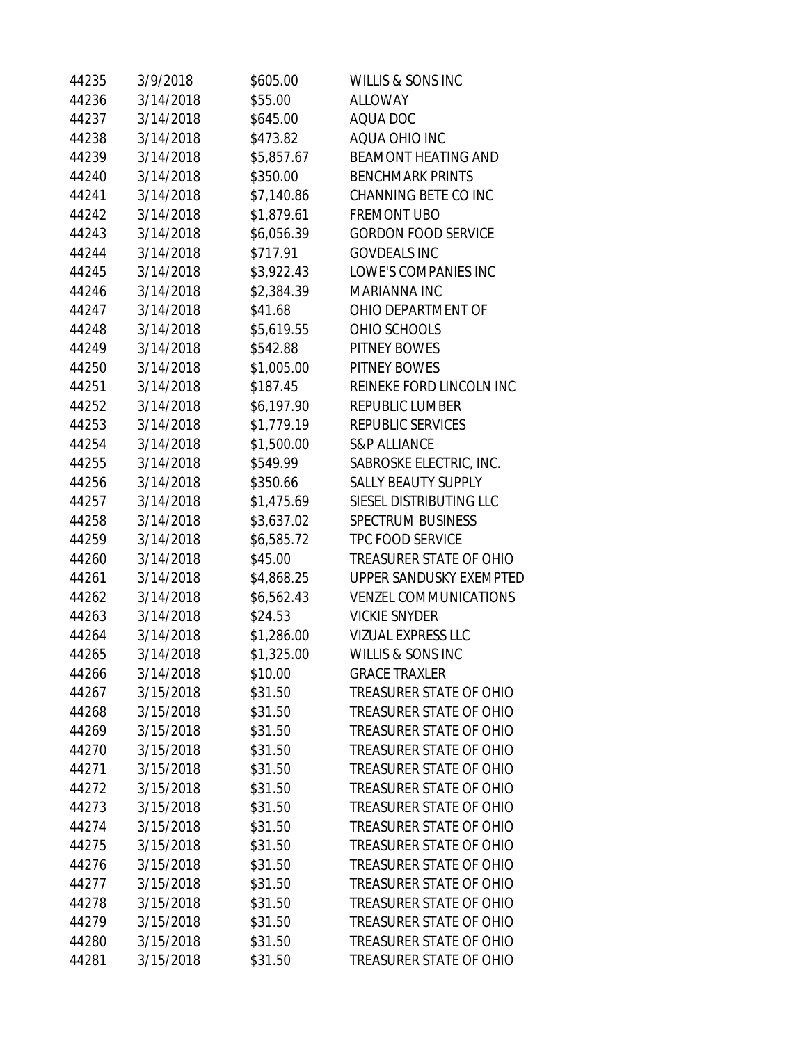| | | | |
|---|---|---|---|
| 44235 | 3/9/2018 | $605.00 | WILLIS & SONS INC |
| 44236 | 3/14/2018 | $55.00 | ALLOWAY |
| 44237 | 3/14/2018 | $645.00 | AQUA DOC |
| 44238 | 3/14/2018 | $473.82 | AQUA OHIO INC |
| 44239 | 3/14/2018 | $5,857.67 | BEAMONT HEATING AND |
| 44240 | 3/14/2018 | $350.00 | BENCHMARK PRINTS |
| 44241 | 3/14/2018 | $7,140.86 | CHANNING BETE CO INC |
| 44242 | 3/14/2018 | $1,879.61 | FREMONT UBO |
| 44243 | 3/14/2018 | $6,056.39 | GORDON FOOD SERVICE |
| 44244 | 3/14/2018 | $717.91 | GOVDEALS INC |
| 44245 | 3/14/2018 | $3,922.43 | LOWE'S COMPANIES INC |
| 44246 | 3/14/2018 | $2,384.39 | MARIANNA INC |
| 44247 | 3/14/2018 | $41.68 | OHIO DEPARTMENT OF |
| 44248 | 3/14/2018 | $5,619.55 | OHIO SCHOOLS |
| 44249 | 3/14/2018 | $542.88 | PITNEY BOWES |
| 44250 | 3/14/2018 | $1,005.00 | PITNEY BOWES |
| 44251 | 3/14/2018 | $187.45 | REINEKE FORD LINCOLN INC |
| 44252 | 3/14/2018 | $6,197.90 | REPUBLIC LUMBER |
| 44253 | 3/14/2018 | $1,779.19 | REPUBLIC SERVICES |
| 44254 | 3/14/2018 | $1,500.00 | S&P ALLIANCE |
| 44255 | 3/14/2018 | $549.99 | SABROSKE ELECTRIC, INC. |
| 44256 | 3/14/2018 | $350.66 | SALLY BEAUTY SUPPLY |
| 44257 | 3/14/2018 | $1,475.69 | SIESEL DISTRIBUTING LLC |
| 44258 | 3/14/2018 | $3,637.02 | SPECTRUM BUSINESS |
| 44259 | 3/14/2018 | $6,585.72 | TPC FOOD SERVICE |
| 44260 | 3/14/2018 | $45.00 | TREASURER STATE OF OHIO |
| 44261 | 3/14/2018 | $4,868.25 | UPPER SANDUSKY EXEMPTED |
| 44262 | 3/14/2018 | $6,562.43 | VENZEL COMMUNICATIONS |
| 44263 | 3/14/2018 | $24.53 | VICKIE SNYDER |
| 44264 | 3/14/2018 | $1,286.00 | VIZUAL EXPRESS LLC |
| 44265 | 3/14/2018 | $1,325.00 | WILLIS & SONS INC |
| 44266 | 3/14/2018 | $10.00 | GRACE TRAXLER |
| 44267 | 3/15/2018 | $31.50 | TREASURER STATE OF OHIO |
| 44268 | 3/15/2018 | $31.50 | TREASURER STATE OF OHIO |
| 44269 | 3/15/2018 | $31.50 | TREASURER STATE OF OHIO |
| 44270 | 3/15/2018 | $31.50 | TREASURER STATE OF OHIO |
| 44271 | 3/15/2018 | $31.50 | TREASURER STATE OF OHIO |
| 44272 | 3/15/2018 | $31.50 | TREASURER STATE OF OHIO |
| 44273 | 3/15/2018 | $31.50 | TREASURER STATE OF OHIO |
| 44274 | 3/15/2018 | $31.50 | TREASURER STATE OF OHIO |
| 44275 | 3/15/2018 | $31.50 | TREASURER STATE OF OHIO |
| 44276 | 3/15/2018 | $31.50 | TREASURER STATE OF OHIO |
| 44277 | 3/15/2018 | $31.50 | TREASURER STATE OF OHIO |
| 44278 | 3/15/2018 | $31.50 | TREASURER STATE OF OHIO |
| 44279 | 3/15/2018 | $31.50 | TREASURER STATE OF OHIO |
| 44280 | 3/15/2018 | $31.50 | TREASURER STATE OF OHIO |
| 44281 | 3/15/2018 | $31.50 | TREASURER STATE OF OHIO |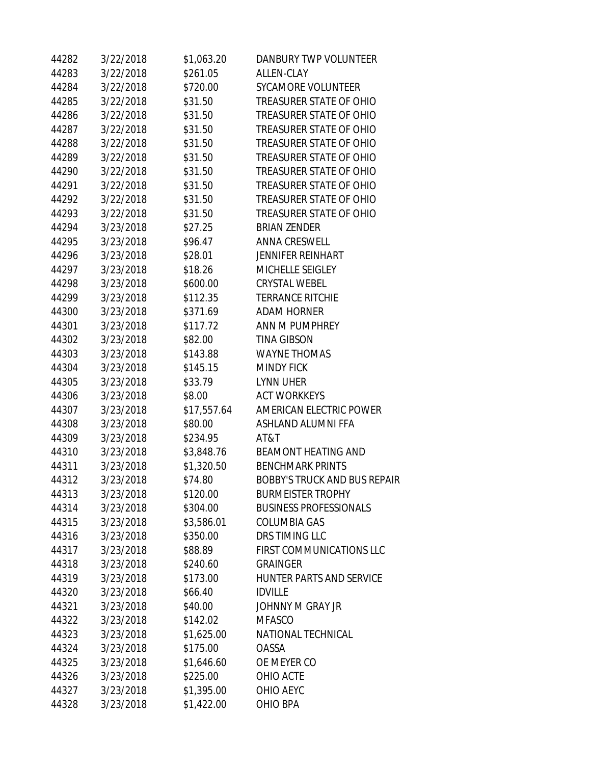| | | | |
|---|---|---|---|
| 44282 | 3/22/2018 | $1,063.20 | DANBURY TWP VOLUNTEER |
| 44283 | 3/22/2018 | $261.05 | ALLEN-CLAY |
| 44284 | 3/22/2018 | $720.00 | SYCAMORE VOLUNTEER |
| 44285 | 3/22/2018 | $31.50 | TREASURER STATE OF OHIO |
| 44286 | 3/22/2018 | $31.50 | TREASURER STATE OF OHIO |
| 44287 | 3/22/2018 | $31.50 | TREASURER STATE OF OHIO |
| 44288 | 3/22/2018 | $31.50 | TREASURER STATE OF OHIO |
| 44289 | 3/22/2018 | $31.50 | TREASURER STATE OF OHIO |
| 44290 | 3/22/2018 | $31.50 | TREASURER STATE OF OHIO |
| 44291 | 3/22/2018 | $31.50 | TREASURER STATE OF OHIO |
| 44292 | 3/22/2018 | $31.50 | TREASURER STATE OF OHIO |
| 44293 | 3/22/2018 | $31.50 | TREASURER STATE OF OHIO |
| 44294 | 3/23/2018 | $27.25 | BRIAN ZENDER |
| 44295 | 3/23/2018 | $96.47 | ANNA CRESWELL |
| 44296 | 3/23/2018 | $28.01 | JENNIFER REINHART |
| 44297 | 3/23/2018 | $18.26 | MICHELLE SEIGLEY |
| 44298 | 3/23/2018 | $600.00 | CRYSTAL WEBEL |
| 44299 | 3/23/2018 | $112.35 | TERRANCE RITCHIE |
| 44300 | 3/23/2018 | $371.69 | ADAM HORNER |
| 44301 | 3/23/2018 | $117.72 | ANN M PUMPHREY |
| 44302 | 3/23/2018 | $82.00 | TINA GIBSON |
| 44303 | 3/23/2018 | $143.88 | WAYNE THOMAS |
| 44304 | 3/23/2018 | $145.15 | MINDY FICK |
| 44305 | 3/23/2018 | $33.79 | LYNN UHER |
| 44306 | 3/23/2018 | $8.00 | ACT WORKKEYS |
| 44307 | 3/23/2018 | $17,557.64 | AMERICAN ELECTRIC POWER |
| 44308 | 3/23/2018 | $80.00 | ASHLAND ALUMNI FFA |
| 44309 | 3/23/2018 | $234.95 | AT&T |
| 44310 | 3/23/2018 | $3,848.76 | BEAMONT HEATING AND |
| 44311 | 3/23/2018 | $1,320.50 | BENCHMARK PRINTS |
| 44312 | 3/23/2018 | $74.80 | BOBBY'S TRUCK AND BUS REPAIR |
| 44313 | 3/23/2018 | $120.00 | BURMEISTER TROPHY |
| 44314 | 3/23/2018 | $304.00 | BUSINESS PROFESSIONALS |
| 44315 | 3/23/2018 | $3,586.01 | COLUMBIA GAS |
| 44316 | 3/23/2018 | $350.00 | DRS TIMING LLC |
| 44317 | 3/23/2018 | $88.89 | FIRST COMMUNICATIONS LLC |
| 44318 | 3/23/2018 | $240.60 | GRAINGER |
| 44319 | 3/23/2018 | $173.00 | HUNTER PARTS AND SERVICE |
| 44320 | 3/23/2018 | $66.40 | IDVILLE |
| 44321 | 3/23/2018 | $40.00 | JOHNNY M GRAY JR |
| 44322 | 3/23/2018 | $142.02 | MFASCO |
| 44323 | 3/23/2018 | $1,625.00 | NATIONAL TECHNICAL |
| 44324 | 3/23/2018 | $175.00 | OASSA |
| 44325 | 3/23/2018 | $1,646.60 | OE MEYER CO |
| 44326 | 3/23/2018 | $225.00 | OHIO ACTE |
| 44327 | 3/23/2018 | $1,395.00 | OHIO AEYC |
| 44328 | 3/23/2018 | $1,422.00 | OHIO BPA |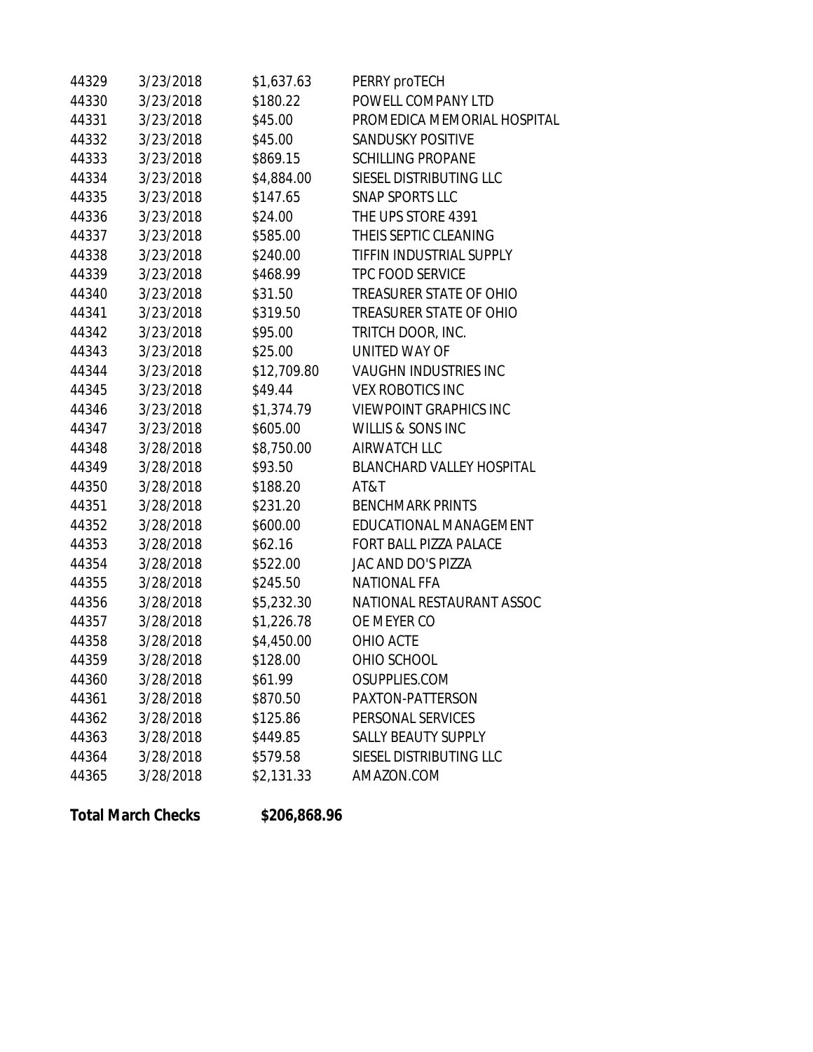| | | | |
|---|---|---|---|
| 44329 | 3/23/2018 | $1,637.63 | PERRY proTECH |
| 44330 | 3/23/2018 | $180.22 | POWELL COMPANY LTD |
| 44331 | 3/23/2018 | $45.00 | PROMEDICA MEMORIAL HOSPITAL |
| 44332 | 3/23/2018 | $45.00 | SANDUSKY POSITIVE |
| 44333 | 3/23/2018 | $869.15 | SCHILLING PROPANE |
| 44334 | 3/23/2018 | $4,884.00 | SIESEL DISTRIBUTING LLC |
| 44335 | 3/23/2018 | $147.65 | SNAP SPORTS LLC |
| 44336 | 3/23/2018 | $24.00 | THE UPS STORE 4391 |
| 44337 | 3/23/2018 | $585.00 | THEIS SEPTIC CLEANING |
| 44338 | 3/23/2018 | $240.00 | TIFFIN INDUSTRIAL SUPPLY |
| 44339 | 3/23/2018 | $468.99 | TPC FOOD SERVICE |
| 44340 | 3/23/2018 | $31.50 | TREASURER STATE OF OHIO |
| 44341 | 3/23/2018 | $319.50 | TREASURER STATE OF OHIO |
| 44342 | 3/23/2018 | $95.00 | TRITCH DOOR, INC. |
| 44343 | 3/23/2018 | $25.00 | UNITED WAY OF |
| 44344 | 3/23/2018 | $12,709.80 | VAUGHN INDUSTRIES INC |
| 44345 | 3/23/2018 | $49.44 | VEX ROBOTICS INC |
| 44346 | 3/23/2018 | $1,374.79 | VIEWPOINT GRAPHICS INC |
| 44347 | 3/23/2018 | $605.00 | WILLIS & SONS INC |
| 44348 | 3/28/2018 | $8,750.00 | AIRWATCH LLC |
| 44349 | 3/28/2018 | $93.50 | BLANCHARD VALLEY HOSPITAL |
| 44350 | 3/28/2018 | $188.20 | AT&T |
| 44351 | 3/28/2018 | $231.20 | BENCHMARK PRINTS |
| 44352 | 3/28/2018 | $600.00 | EDUCATIONAL MANAGEMENT |
| 44353 | 3/28/2018 | $62.16 | FORT BALL PIZZA PALACE |
| 44354 | 3/28/2018 | $522.00 | JAC AND DO'S PIZZA |
| 44355 | 3/28/2018 | $245.50 | NATIONAL FFA |
| 44356 | 3/28/2018 | $5,232.30 | NATIONAL RESTAURANT ASSOC |
| 44357 | 3/28/2018 | $1,226.78 | OE MEYER CO |
| 44358 | 3/28/2018 | $4,450.00 | OHIO ACTE |
| 44359 | 3/28/2018 | $128.00 | OHIO SCHOOL |
| 44360 | 3/28/2018 | $61.99 | OSUPPLIES.COM |
| 44361 | 3/28/2018 | $870.50 | PAXTON-PATTERSON |
| 44362 | 3/28/2018 | $125.86 | PERSONAL SERVICES |
| 44363 | 3/28/2018 | $449.85 | SALLY BEAUTY SUPPLY |
| 44364 | 3/28/2018 | $579.58 | SIESEL DISTRIBUTING LLC |
| 44365 | 3/28/2018 | $2,131.33 | AMAZON.COM |

**Total March Checks** **$206,868.96**